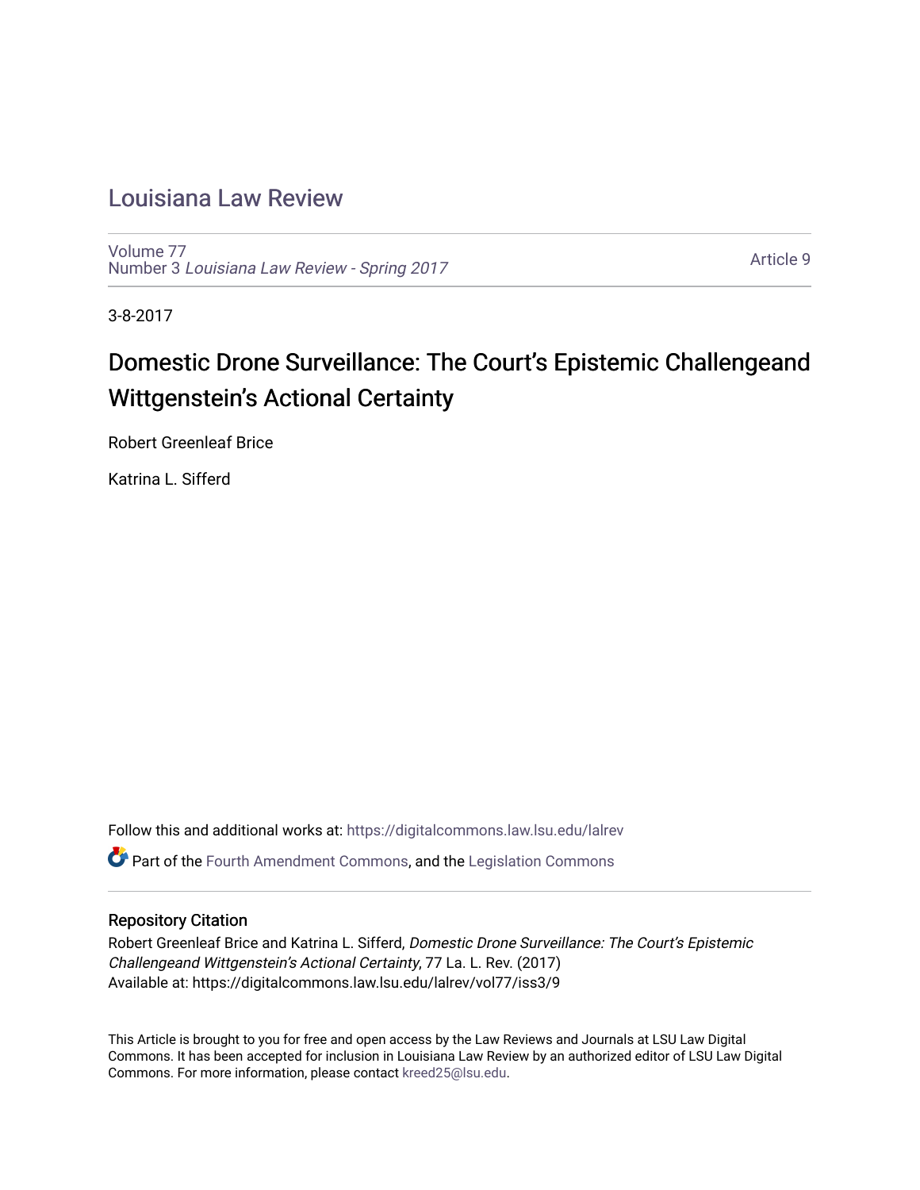# Louisiana Law Review

Volume 77
Number 3 *Louisiana Law Review - Spring 2017*

Article 9

3-8-2017

## Domestic Drone Surveillance: The Court's Epistemic Challengeand Wittgenstein's Actional Certainty

Robert Greenleaf Brice

Katrina L. Sifferd

Follow this and additional works at: https://digitalcommons.law.lsu.edu/lalrev

Part of the Fourth Amendment Commons, and the Legislation Commons

### Repository Citation

Robert Greenleaf Brice and Katrina L. Sifferd, *Domestic Drone Surveillance: The Court's Epistemic Challengeand Wittgenstein's Actional Certainty*, 77 La. L. Rev. (2017)
Available at: https://digitalcommons.law.lsu.edu/lalrev/vol77/iss3/9

This Article is brought to you for free and open access by the Law Reviews and Journals at LSU Law Digital Commons. It has been accepted for inclusion in Louisiana Law Review by an authorized editor of LSU Law Digital Commons. For more information, please contact kreed25@lsu.edu.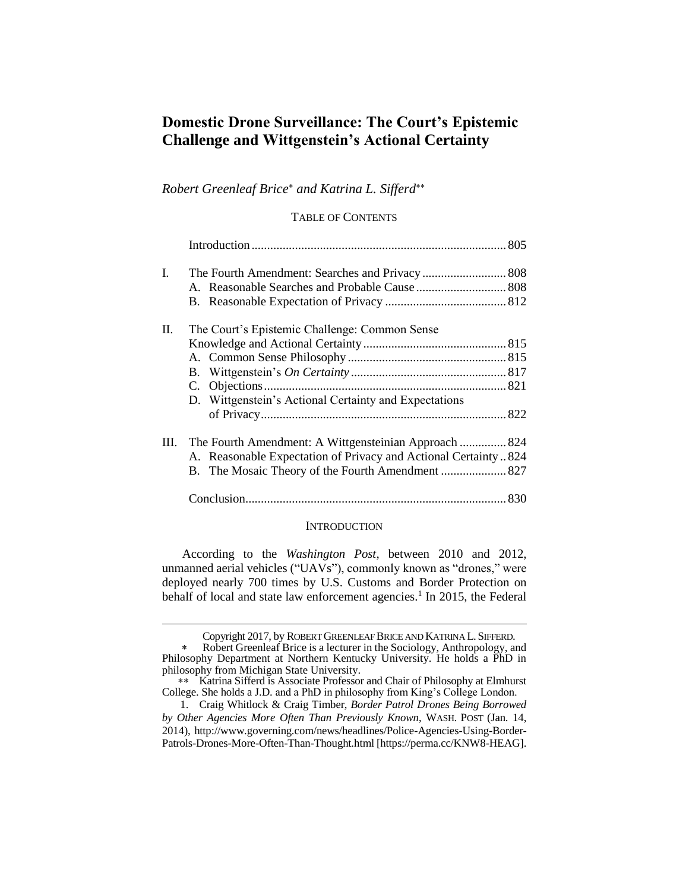# Domestic Drone Surveillance: The Court's Epistemic Challenge and Wittgenstein's Actional Certainty

*Robert Greenleaf Brice*[*] *and Katrina L. Sifferd*[**]

TABLE OF CONTENTS

| | | |
|---|---|---|
| | Introduction | 805 |
| I. | The Fourth Amendment: Searches and Privacy | 808 |
| | A. Reasonable Searches and Probable Cause | 808 |
| | B. Reasonable Expectation of Privacy | 812 |
| II. | The Court's Epistemic Challenge: Common Sense Knowledge and Actional Certainty | 815 |
| | A. Common Sense Philosophy | 815 |
| | B. Wittgenstein's *On Certainty* | 817 |
| | C. Objections | 821 |
| | D. Wittgenstein's Actional Certainty and Expectations of Privacy | 822 |
| III. | The Fourth Amendment: A Wittgensteinian Approach | 824 |
| | A. Reasonable Expectation of Privacy and Actional Certainty | 824 |
| | B. The Mosaic Theory of the Fourth Amendment | 827 |
| | Conclusion | 830 |

## INTRODUCTION

According to the *Washington Post*, between 2010 and 2012, unmanned aerial vehicles ("UAVs"), commonly known as "drones," were deployed nearly 700 times by U.S. Customs and Border Protection on behalf of local and state law enforcement agencies.[1] In 2015, the Federal

---

Copyright 2017, by ROBERT GREENLEAF BRICE AND KATRINA L. SIFFERD.

[*] Robert Greenleaf Brice is a lecturer in the Sociology, Anthropology, and Philosophy Department at Northern Kentucky University. He holds a PhD in philosophy from Michigan State University.

[**] Katrina Sifferd is Associate Professor and Chair of Philosophy at Elmhurst College. She holds a J.D. and a PhD in philosophy from King's College London.

1. Craig Whitlock & Craig Timber, *Border Patrol Drones Being Borrowed by Other Agencies More Often Than Previously Known*, WASH. POST (Jan. 14, 2014), http://www.governing.com/news/headlines/Police-Agencies-Using-Border-Patrols-Drones-More-Often-Than-Thought.html [https://perma.cc/KNW8-HEAG].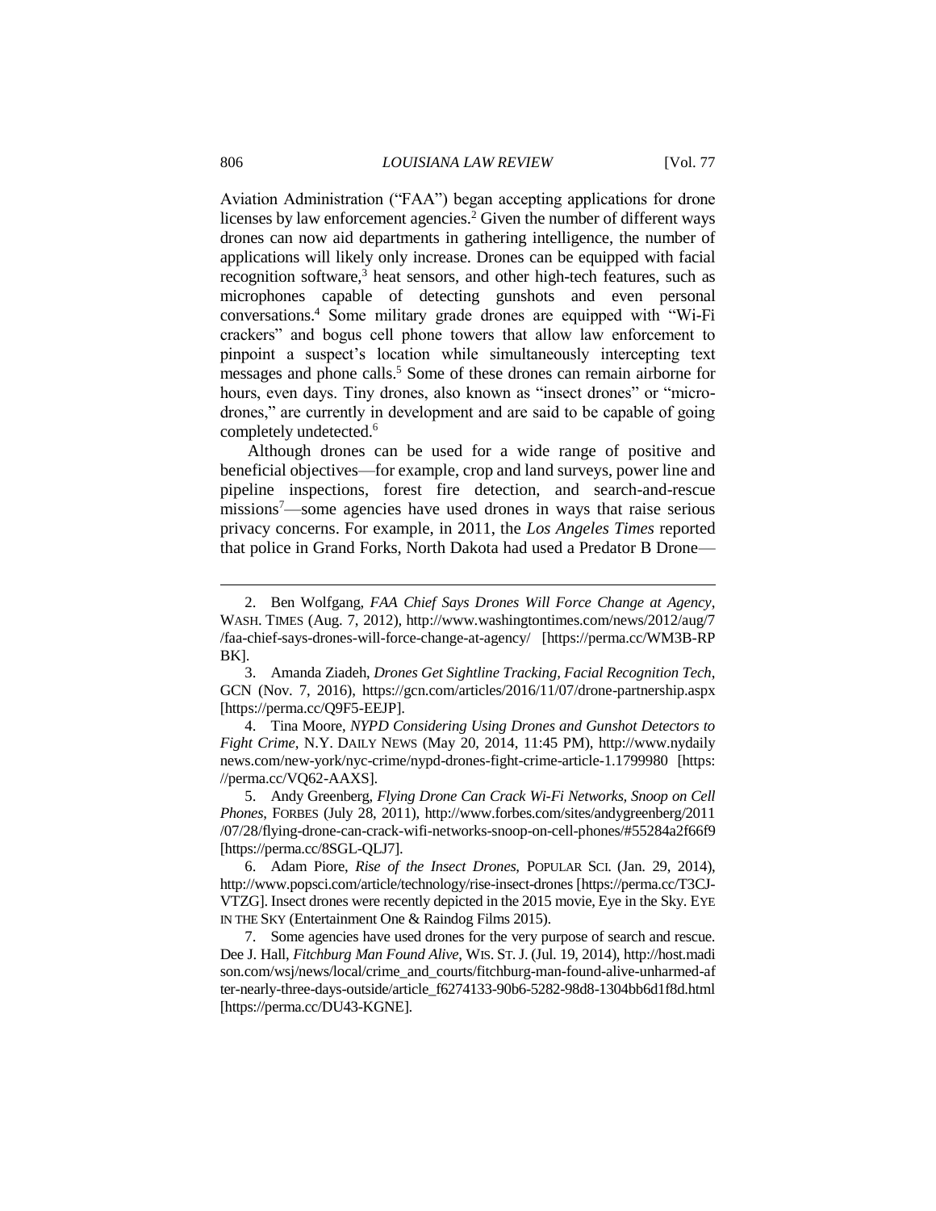Aviation Administration ("FAA") began accepting applications for drone licenses by law enforcement agencies.[2] Given the number of different ways drones can now aid departments in gathering intelligence, the number of applications will likely only increase. Drones can be equipped with facial recognition software,[3] heat sensors, and other high-tech features, such as microphones capable of detecting gunshots and even personal conversations.[4] Some military grade drones are equipped with "Wi-Fi crackers" and bogus cell phone towers that allow law enforcement to pinpoint a suspect's location while simultaneously intercepting text messages and phone calls.[5] Some of these drones can remain airborne for hours, even days. Tiny drones, also known as "insect drones" or "micro-drones," are currently in development and are said to be capable of going completely undetected.[6]

Although drones can be used for a wide range of positive and beneficial objectives—for example, crop and land surveys, power line and pipeline inspections, forest fire detection, and search-and-rescue missions[7]—some agencies have used drones in ways that raise serious privacy concerns. For example, in 2011, the *Los Angeles Times* reported that police in Grand Forks, North Dakota had used a Predator B Drone—

---

2. Ben Wolfgang, *FAA Chief Says Drones Will Force Change at Agency*, WASH. TIMES (Aug. 7, 2012), http://www.washingtontimes.com/news/2012/aug/7/faa-chief-says-drones-will-force-change-at-agency/ [https://perma.cc/WM3B-RPBK].

3. Amanda Ziadeh, *Drones Get Sightline Tracking, Facial Recognition Tech*, GCN (Nov. 7, 2016), https://gcn.com/articles/2016/11/07/drone-partnership.aspx [https://perma.cc/Q9F5-EEJP].

4. Tina Moore, *NYPD Considering Using Drones and Gunshot Detectors to Fight Crime*, N.Y. DAILY NEWS (May 20, 2014, 11:45 PM), http://www.nydailynews.com/new-york/nyc-crime/nypd-drones-fight-crime-article-1.1799980 [https://perma.cc/VQ62-AAXS].

5. Andy Greenberg, *Flying Drone Can Crack Wi-Fi Networks, Snoop on Cell Phones*, FORBES (July 28, 2011), http://www.forbes.com/sites/andygreenberg/2011/07/28/flying-drone-can-crack-wifi-networks-snoop-on-cell-phones/#55284a2f66f9 [https://perma.cc/8SGL-QLJ7].

6. Adam Piore, *Rise of the Insect Drones*, POPULAR SCI. (Jan. 29, 2014), http://www.popsci.com/article/technology/rise-insect-drones [https://perma.cc/T3CJ-VTZG]. Insect drones were recently depicted in the 2015 movie, Eye in the Sky. EYE IN THE SKY (Entertainment One & Raindog Films 2015).

7. Some agencies have used drones for the very purpose of search and rescue. Dee J. Hall, *Fitchburg Man Found Alive*, WIS. ST. J. (Jul. 19, 2014), http://host.madison.com/wsj/news/local/crime_and_courts/fitchburg-man-found-alive-unharmed-after-nearly-three-days-outside/article_f6274133-90b6-5282-98d8-1304bb6d1f8d.html [https://perma.cc/DU43-KGNE].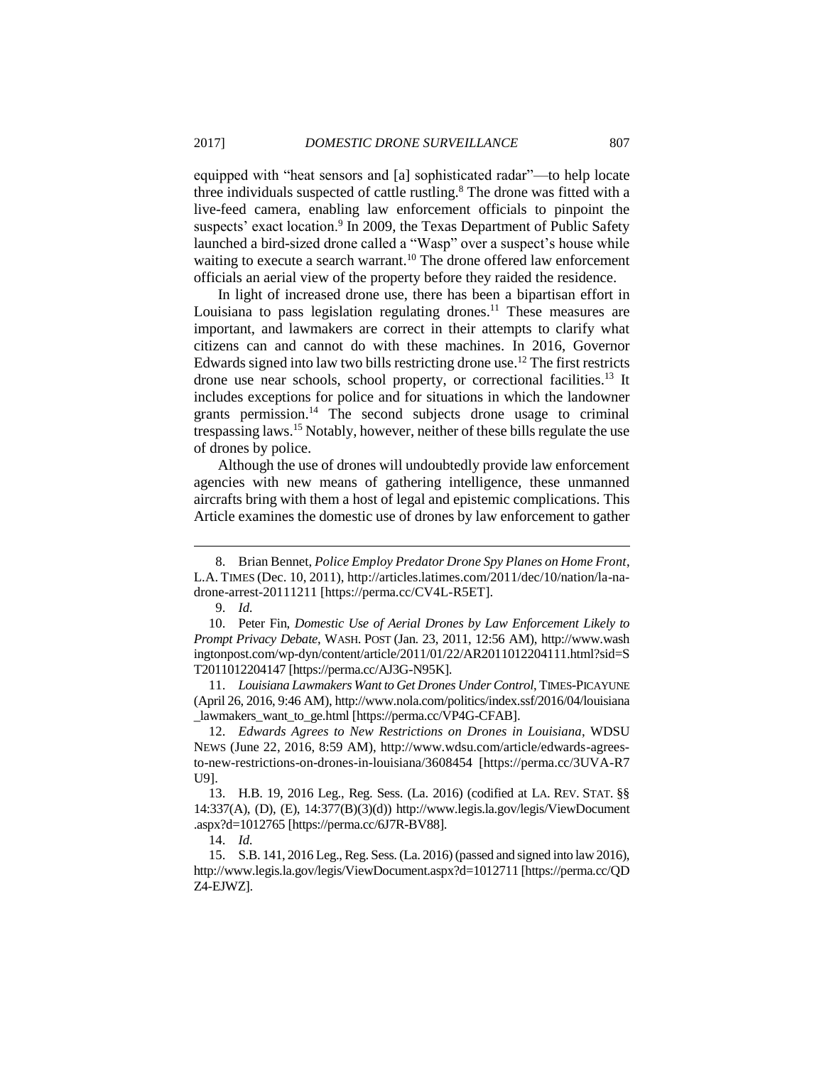equipped with "heat sensors and [a] sophisticated radar"—to help locate three individuals suspected of cattle rustling.[8] The drone was fitted with a live-feed camera, enabling law enforcement officials to pinpoint the suspects' exact location.[9] In 2009, the Texas Department of Public Safety launched a bird-sized drone called a "Wasp" over a suspect's house while waiting to execute a search warrant.[10] The drone offered law enforcement officials an aerial view of the property before they raided the residence.

In light of increased drone use, there has been a bipartisan effort in Louisiana to pass legislation regulating drones.[11] These measures are important, and lawmakers are correct in their attempts to clarify what citizens can and cannot do with these machines. In 2016, Governor Edwards signed into law two bills restricting drone use.[12] The first restricts drone use near schools, school property, or correctional facilities.[13] It includes exceptions for police and for situations in which the landowner grants permission.[14] The second subjects drone usage to criminal trespassing laws.[15] Notably, however, neither of these bills regulate the use of drones by police.

Although the use of drones will undoubtedly provide law enforcement agencies with new means of gathering intelligence, these unmanned aircrafts bring with them a host of legal and epistemic complications. This Article examines the domestic use of drones by law enforcement to gather

---

8. Brian Bennet, *Police Employ Predator Drone Spy Planes on Home Front*, L.A. TIMES (Dec. 10, 2011), http://articles.latimes.com/2011/dec/10/nation/la-na-drone-arrest-20111211 [https://perma.cc/CV4L-R5ET].

9. *Id.*

10. Peter Fin, *Domestic Use of Aerial Drones by Law Enforcement Likely to Prompt Privacy Debate*, WASH. POST (Jan. 23, 2011, 12:56 AM), http://www.washingtonpost.com/wp-dyn/content/article/2011/01/22/AR2011012204111.html?sid=ST2011012204147 [https://perma.cc/AJ3G-N95K].

11. *Louisiana Lawmakers Want to Get Drones Under Control*, TIMES-PICAYUNE (April 26, 2016, 9:46 AM), http://www.nola.com/politics/index.ssf/2016/04/louisiana_lawmakers_want_to_ge.html [https://perma.cc/VP4G-CFAB].

12. *Edwards Agrees to New Restrictions on Drones in Louisiana*, WDSU NEWS (June 22, 2016, 8:59 AM), http://www.wdsu.com/article/edwards-agrees-to-new-restrictions-on-drones-in-louisiana/3608454 [https://perma.cc/3UVA-R7U9].

13. H.B. 19, 2016 Leg., Reg. Sess. (La. 2016) (codified at LA. REV. STAT. §§ 14:337(A), (D), (E), 14:377(B)(3)(d)) http://www.legis.la.gov/legis/ViewDocument.aspx?d=1012765 [https://perma.cc/6J7R-BV88].

14. *Id.*

15. S.B. 141, 2016 Leg., Reg. Sess. (La. 2016) (passed and signed into law 2016), http://www.legis.la.gov/legis/ViewDocument.aspx?d=1012711 [https://perma.cc/QDZ4-EJWZ].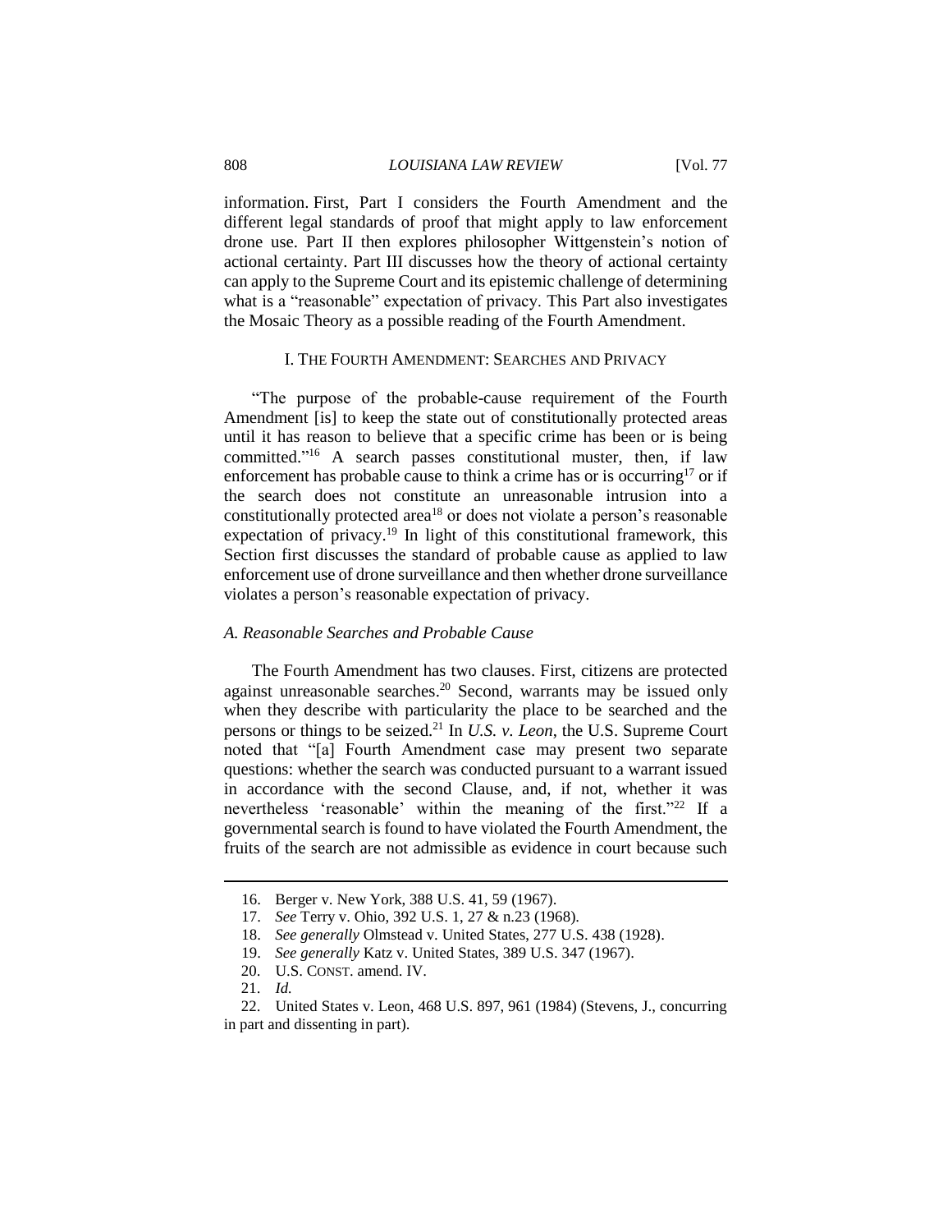information. First, Part I considers the Fourth Amendment and the different legal standards of proof that might apply to law enforcement drone use. Part II then explores philosopher Wittgenstein's notion of actional certainty. Part III discusses how the theory of actional certainty can apply to the Supreme Court and its epistemic challenge of determining what is a "reasonable" expectation of privacy. This Part also investigates the Mosaic Theory as a possible reading of the Fourth Amendment.

## I. THE FOURTH AMENDMENT: SEARCHES AND PRIVACY

"The purpose of the probable-cause requirement of the Fourth Amendment [is] to keep the state out of constitutionally protected areas until it has reason to believe that a specific crime has been or is being committed."[16] A search passes constitutional muster, then, if law enforcement has probable cause to think a crime has or is occurring[17] or if the search does not constitute an unreasonable intrusion into a constitutionally protected area[18] or does not violate a person's reasonable expectation of privacy.[19] In light of this constitutional framework, this Section first discusses the standard of probable cause as applied to law enforcement use of drone surveillance and then whether drone surveillance violates a person's reasonable expectation of privacy.

### *A. Reasonable Searches and Probable Cause*

The Fourth Amendment has two clauses. First, citizens are protected against unreasonable searches.[20] Second, warrants may be issued only when they describe with particularity the place to be searched and the persons or things to be seized.[21] In *U.S. v. Leon*, the U.S. Supreme Court noted that "[a] Fourth Amendment case may present two separate questions: whether the search was conducted pursuant to a warrant issued in accordance with the second Clause, and, if not, whether it was nevertheless 'reasonable' within the meaning of the first."[22] If a governmental search is found to have violated the Fourth Amendment, the fruits of the search are not admissible as evidence in court because such

---

16. Berger v. New York, 388 U.S. 41, 59 (1967).
17. *See* Terry v. Ohio, 392 U.S. 1, 27 & n.23 (1968).
18. *See generally* Olmstead v. United States, 277 U.S. 438 (1928).
19. *See generally* Katz v. United States, 389 U.S. 347 (1967).
20. U.S. CONST. amend. IV.
21. *Id.*
22. United States v. Leon, 468 U.S. 897, 961 (1984) (Stevens, J., concurring in part and dissenting in part).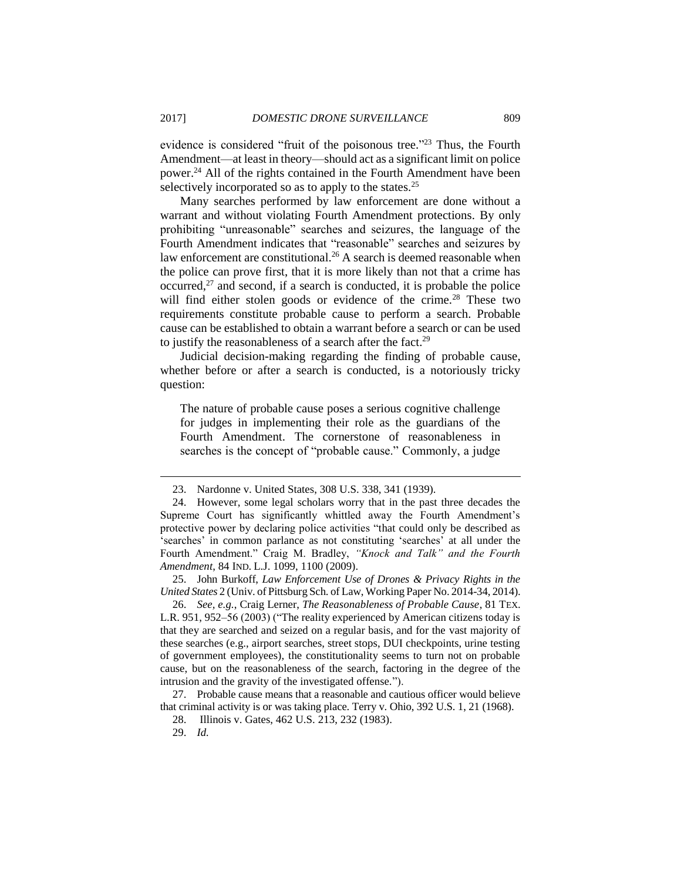evidence is considered "fruit of the poisonous tree."[23] Thus, the Fourth Amendment—at least in theory—should act as a significant limit on police power.[24] All of the rights contained in the Fourth Amendment have been selectively incorporated so as to apply to the states.[25]

Many searches performed by law enforcement are done without a warrant and without violating Fourth Amendment protections. By only prohibiting "unreasonable" searches and seizures, the language of the Fourth Amendment indicates that "reasonable" searches and seizures by law enforcement are constitutional.[26] A search is deemed reasonable when the police can prove first, that it is more likely than not that a crime has occurred,[27] and second, if a search is conducted, it is probable the police will find either stolen goods or evidence of the crime.[28] These two requirements constitute probable cause to perform a search. Probable cause can be established to obtain a warrant before a search or can be used to justify the reasonableness of a search after the fact.[29]

Judicial decision-making regarding the finding of probable cause, whether before or after a search is conducted, is a notoriously tricky question:

> The nature of probable cause poses a serious cognitive challenge for judges in implementing their role as the guardians of the Fourth Amendment. The cornerstone of reasonableness in searches is the concept of "probable cause." Commonly, a judge

---

23. Nardonne v. United States, 308 U.S. 338, 341 (1939).

24. However, some legal scholars worry that in the past three decades the Supreme Court has significantly whittled away the Fourth Amendment's protective power by declaring police activities "that could only be described as 'searches' in common parlance as not constituting 'searches' at all under the Fourth Amendment." Craig M. Bradley, *"Knock and Talk" and the Fourth Amendment*, 84 IND. L.J. 1099, 1100 (2009).

25. John Burkoff, *Law Enforcement Use of Drones & Privacy Rights in the United States* 2 (Univ. of Pittsburg Sch. of Law, Working Paper No. 2014-34, 2014).

26. *See, e.g.*, Craig Lerner, *The Reasonableness of Probable Cause*, 81 TEX. L.R. 951, 952–56 (2003) ("The reality experienced by American citizens today is that they are searched and seized on a regular basis, and for the vast majority of these searches (e.g., airport searches, street stops, DUI checkpoints, urine testing of government employees), the constitutionality seems to turn not on probable cause, but on the reasonableness of the search, factoring in the degree of the intrusion and the gravity of the investigated offense.").

27. Probable cause means that a reasonable and cautious officer would believe that criminal activity is or was taking place. Terry v. Ohio, 392 U.S. 1, 21 (1968).

28. Illinois v. Gates, 462 U.S. 213, 232 (1983).

29. *Id.*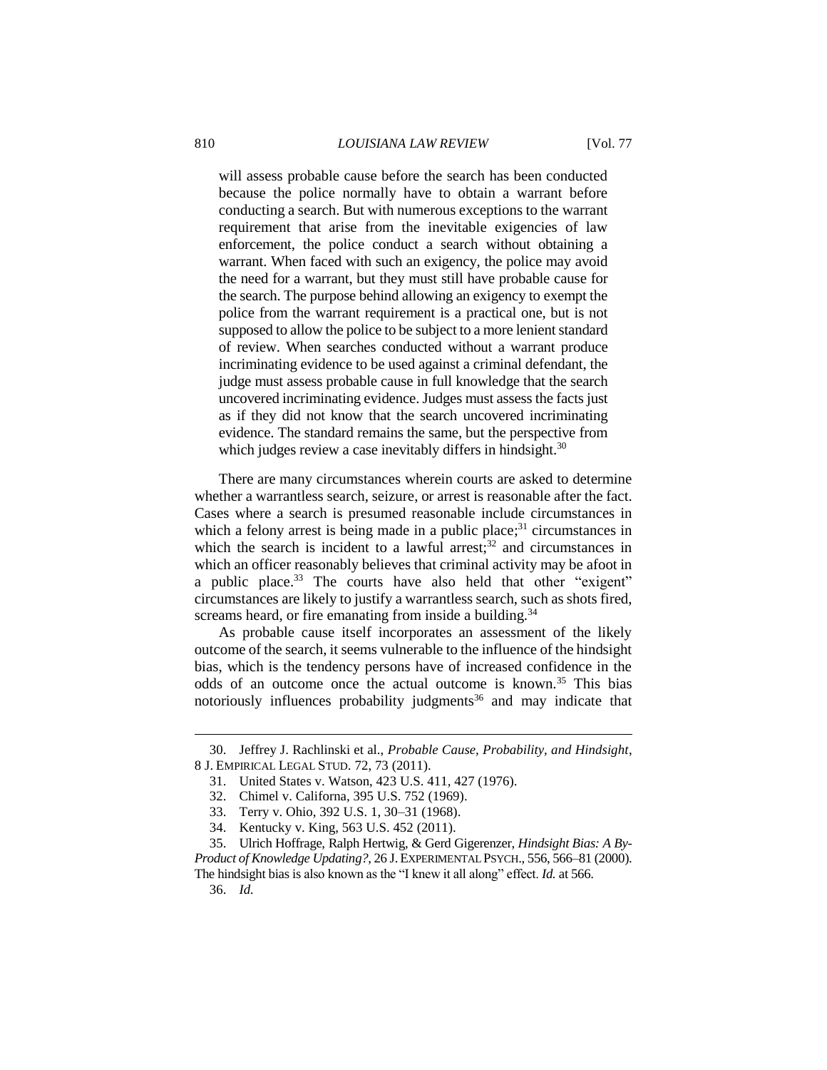> will assess probable cause before the search has been conducted because the police normally have to obtain a warrant before conducting a search. But with numerous exceptions to the warrant requirement that arise from the inevitable exigencies of law enforcement, the police conduct a search without obtaining a warrant. When faced with such an exigency, the police may avoid the need for a warrant, but they must still have probable cause for the search. The purpose behind allowing an exigency to exempt the police from the warrant requirement is a practical one, but is not supposed to allow the police to be subject to a more lenient standard of review. When searches conducted without a warrant produce incriminating evidence to be used against a criminal defendant, the judge must assess probable cause in full knowledge that the search uncovered incriminating evidence. Judges must assess the facts just as if they did not know that the search uncovered incriminating evidence. The standard remains the same, but the perspective from which judges review a case inevitably differs in hindsight.[30]

There are many circumstances wherein courts are asked to determine whether a warrantless search, seizure, or arrest is reasonable after the fact. Cases where a search is presumed reasonable include circumstances in which a felony arrest is being made in a public place;[31] circumstances in which the search is incident to a lawful arrest;[32] and circumstances in which an officer reasonably believes that criminal activity may be afoot in a public place.[33] The courts have also held that other "exigent" circumstances are likely to justify a warrantless search, such as shots fired, screams heard, or fire emanating from inside a building.[34]

As probable cause itself incorporates an assessment of the likely outcome of the search, it seems vulnerable to the influence of the hindsight bias, which is the tendency persons have of increased confidence in the odds of an outcome once the actual outcome is known.[35] This bias notoriously influences probability judgments[36] and may indicate that

---

30. Jeffrey J. Rachlinski et al., *Probable Cause, Probability, and Hindsight*, 8 J. EMPIRICAL LEGAL STUD. 72, 73 (2011).

31. United States v. Watson, 423 U.S. 411, 427 (1976).

32. Chimel v. Californa, 395 U.S. 752 (1969).

33. Terry v. Ohio, 392 U.S. 1, 30–31 (1968).

34. Kentucky v. King, 563 U.S. 452 (2011).

35. Ulrich Hoffrage, Ralph Hertwig, & Gerd Gigerenzer, *Hindsight Bias: A By-Product of Knowledge Updating?*, 26 J. EXPERIMENTAL PSYCH., 556, 566–81 (2000). The hindsight bias is also known as the "I knew it all along" effect. *Id.* at 566.

36. *Id.*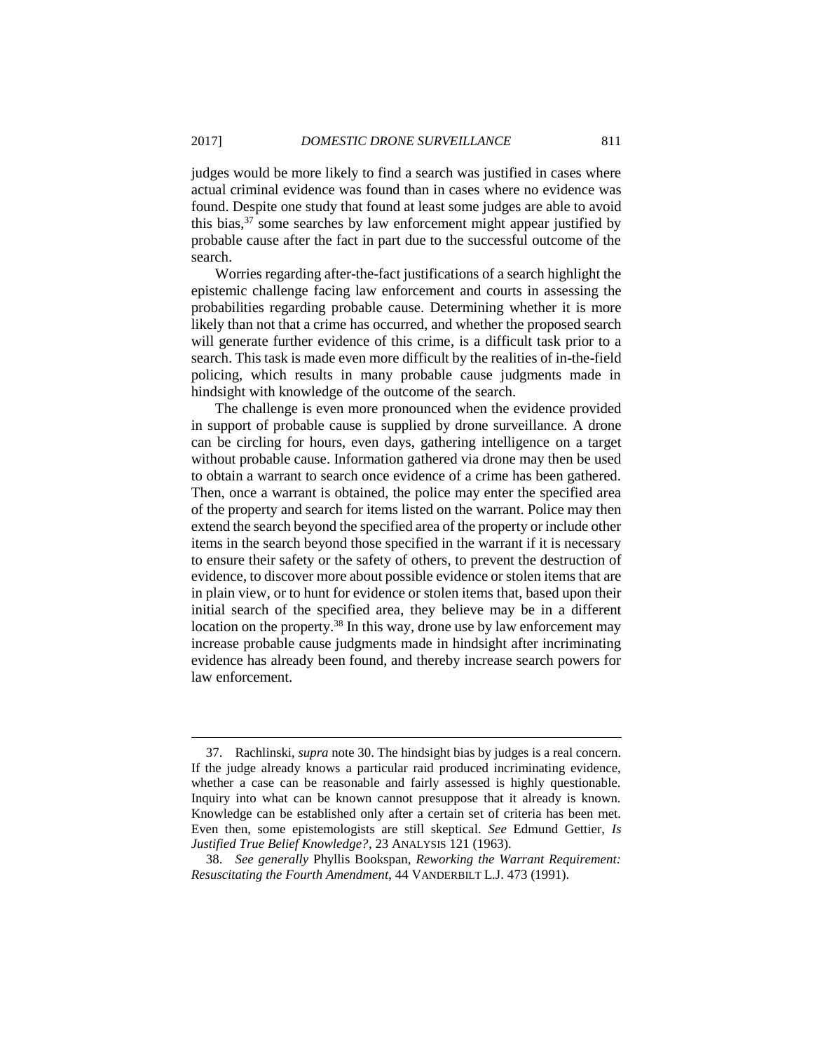judges would be more likely to find a search was justified in cases where actual criminal evidence was found than in cases where no evidence was found. Despite one study that found at least some judges are able to avoid this bias,[37] some searches by law enforcement might appear justified by probable cause after the fact in part due to the successful outcome of the search.

Worries regarding after-the-fact justifications of a search highlight the epistemic challenge facing law enforcement and courts in assessing the probabilities regarding probable cause. Determining whether it is more likely than not that a crime has occurred, and whether the proposed search will generate further evidence of this crime, is a difficult task prior to a search. This task is made even more difficult by the realities of in-the-field policing, which results in many probable cause judgments made in hindsight with knowledge of the outcome of the search.

The challenge is even more pronounced when the evidence provided in support of probable cause is supplied by drone surveillance. A drone can be circling for hours, even days, gathering intelligence on a target without probable cause. Information gathered via drone may then be used to obtain a warrant to search once evidence of a crime has been gathered. Then, once a warrant is obtained, the police may enter the specified area of the property and search for items listed on the warrant. Police may then extend the search beyond the specified area of the property or include other items in the search beyond those specified in the warrant if it is necessary to ensure their safety or the safety of others, to prevent the destruction of evidence, to discover more about possible evidence or stolen items that are in plain view, or to hunt for evidence or stolen items that, based upon their initial search of the specified area, they believe may be in a different location on the property.[38] In this way, drone use by law enforcement may increase probable cause judgments made in hindsight after incriminating evidence has already been found, and thereby increase search powers for law enforcement.

---

37. Rachlinski, *supra* note 30. The hindsight bias by judges is a real concern. If the judge already knows a particular raid produced incriminating evidence, whether a case can be reasonable and fairly assessed is highly questionable. Inquiry into what can be known cannot presuppose that it already is known. Knowledge can be established only after a certain set of criteria has been met. Even then, some epistemologists are still skeptical. *See* Edmund Gettier, *Is Justified True Belief Knowledge?*, 23 ANALYSIS 121 (1963).

38. *See generally* Phyllis Bookspan, *Reworking the Warrant Requirement: Resuscitating the Fourth Amendment*, 44 VANDERBILT L.J. 473 (1991).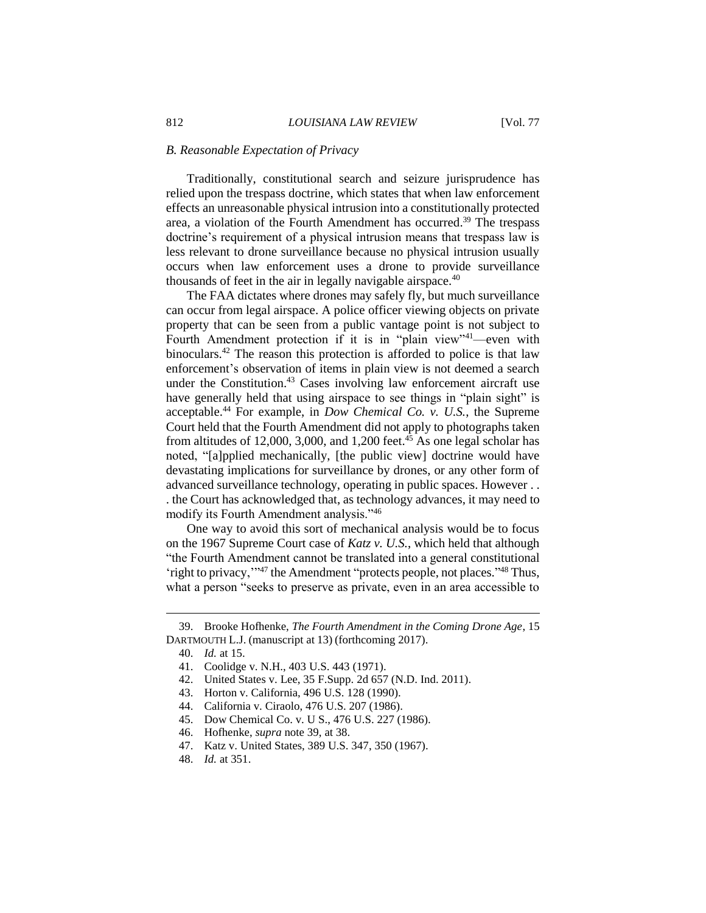### *B. Reasonable Expectation of Privacy*

Traditionally, constitutional search and seizure jurisprudence has relied upon the trespass doctrine, which states that when law enforcement effects an unreasonable physical intrusion into a constitutionally protected area, a violation of the Fourth Amendment has occurred.[39] The trespass doctrine's requirement of a physical intrusion means that trespass law is less relevant to drone surveillance because no physical intrusion usually occurs when law enforcement uses a drone to provide surveillance thousands of feet in the air in legally navigable airspace.[40]

The FAA dictates where drones may safely fly, but much surveillance can occur from legal airspace. A police officer viewing objects on private property that can be seen from a public vantage point is not subject to Fourth Amendment protection if it is in "plain view"[41]—even with binoculars.[42] The reason this protection is afforded to police is that law enforcement's observation of items in plain view is not deemed a search under the Constitution.[43] Cases involving law enforcement aircraft use have generally held that using airspace to see things in "plain sight" is acceptable.[44] For example, in *Dow Chemical Co. v. U.S.*, the Supreme Court held that the Fourth Amendment did not apply to photographs taken from altitudes of 12,000, 3,000, and 1,200 feet.[45] As one legal scholar has noted, "[a]pplied mechanically, [the public view] doctrine would have devastating implications for surveillance by drones, or any other form of advanced surveillance technology, operating in public spaces. However . . . the Court has acknowledged that, as technology advances, it may need to modify its Fourth Amendment analysis."[46]

One way to avoid this sort of mechanical analysis would be to focus on the 1967 Supreme Court case of *Katz v. U.S.*, which held that although "the Fourth Amendment cannot be translated into a general constitutional 'right to privacy,'"[47] the Amendment "protects people, not places."[48] Thus, what a person "seeks to preserve as private, even in an area accessible to

---

39. Brooke Hofhenke, *The Fourth Amendment in the Coming Drone Age*, 15 DARTMOUTH L.J. (manuscript at 13) (forthcoming 2017).
40. *Id.* at 15.
41. Coolidge v. N.H., 403 U.S. 443 (1971).
42. United States v. Lee, 35 F.Supp. 2d 657 (N.D. Ind. 2011).
43. Horton v. California, 496 U.S. 128 (1990).
44. California v. Ciraolo, 476 U.S. 207 (1986).
45. Dow Chemical Co. v. U S., 476 U.S. 227 (1986).
46. Hofhenke, *supra* note 39, at 38.
47. Katz v. United States, 389 U.S. 347, 350 (1967).
48. *Id.* at 351.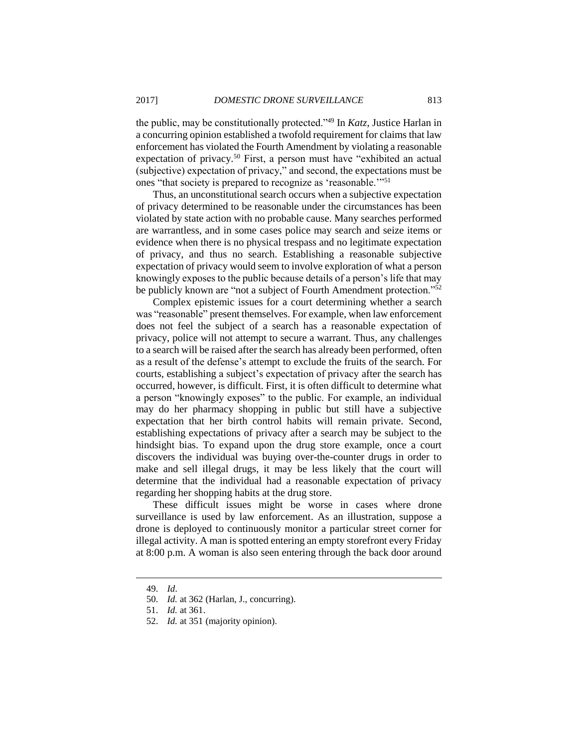the public, may be constitutionally protected."[49] In *Katz*, Justice Harlan in a concurring opinion established a twofold requirement for claims that law enforcement has violated the Fourth Amendment by violating a reasonable expectation of privacy.[50] First, a person must have "exhibited an actual (subjective) expectation of privacy," and second, the expectations must be ones "that society is prepared to recognize as 'reasonable.'"[51]

Thus, an unconstitutional search occurs when a subjective expectation of privacy determined to be reasonable under the circumstances has been violated by state action with no probable cause. Many searches performed are warrantless, and in some cases police may search and seize items or evidence when there is no physical trespass and no legitimate expectation of privacy, and thus no search. Establishing a reasonable subjective expectation of privacy would seem to involve exploration of what a person knowingly exposes to the public because details of a person's life that may be publicly known are "not a subject of Fourth Amendment protection."[52]

Complex epistemic issues for a court determining whether a search was "reasonable" present themselves. For example, when law enforcement does not feel the subject of a search has a reasonable expectation of privacy, police will not attempt to secure a warrant. Thus, any challenges to a search will be raised after the search has already been performed, often as a result of the defense's attempt to exclude the fruits of the search. For courts, establishing a subject's expectation of privacy after the search has occurred, however, is difficult. First, it is often difficult to determine what a person "knowingly exposes" to the public. For example, an individual may do her pharmacy shopping in public but still have a subjective expectation that her birth control habits will remain private. Second, establishing expectations of privacy after a search may be subject to the hindsight bias. To expand upon the drug store example, once a court discovers the individual was buying over-the-counter drugs in order to make and sell illegal drugs, it may be less likely that the court will determine that the individual had a reasonable expectation of privacy regarding her shopping habits at the drug store.

These difficult issues might be worse in cases where drone surveillance is used by law enforcement. As an illustration, suppose a drone is deployed to continuously monitor a particular street corner for illegal activity. A man is spotted entering an empty storefront every Friday at 8:00 p.m. A woman is also seen entering through the back door around

---

49. *Id*.

50. *Id.* at 362 (Harlan, J., concurring).

51. *Id.* at 361.

52. *Id.* at 351 (majority opinion).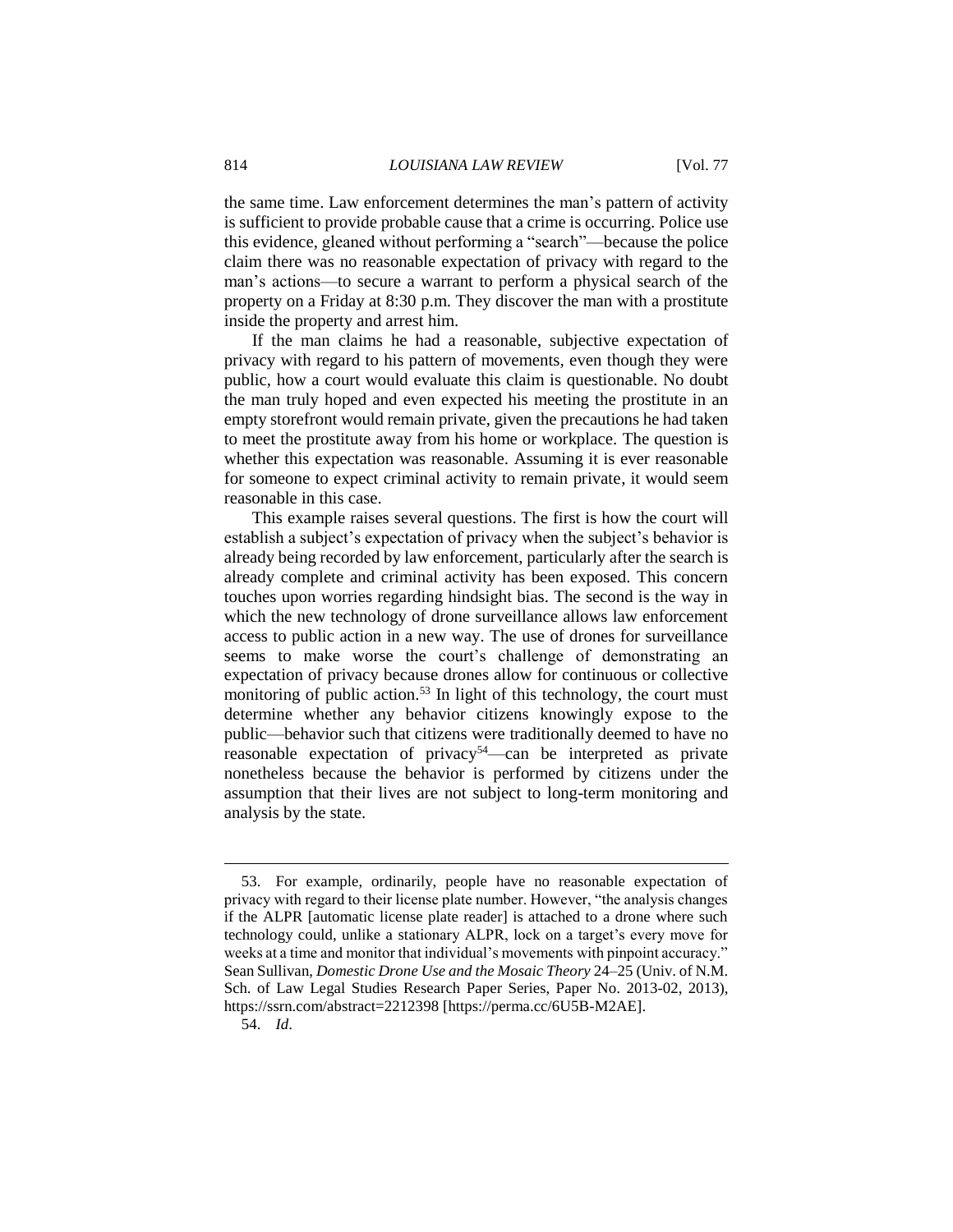the same time. Law enforcement determines the man's pattern of activity is sufficient to provide probable cause that a crime is occurring. Police use this evidence, gleaned without performing a "search"—because the police claim there was no reasonable expectation of privacy with regard to the man's actions—to secure a warrant to perform a physical search of the property on a Friday at 8:30 p.m. They discover the man with a prostitute inside the property and arrest him.

If the man claims he had a reasonable, subjective expectation of privacy with regard to his pattern of movements, even though they were public, how a court would evaluate this claim is questionable. No doubt the man truly hoped and even expected his meeting the prostitute in an empty storefront would remain private, given the precautions he had taken to meet the prostitute away from his home or workplace. The question is whether this expectation was reasonable. Assuming it is ever reasonable for someone to expect criminal activity to remain private, it would seem reasonable in this case.

This example raises several questions. The first is how the court will establish a subject's expectation of privacy when the subject's behavior is already being recorded by law enforcement, particularly after the search is already complete and criminal activity has been exposed. This concern touches upon worries regarding hindsight bias. The second is the way in which the new technology of drone surveillance allows law enforcement access to public action in a new way. The use of drones for surveillance seems to make worse the court's challenge of demonstrating an expectation of privacy because drones allow for continuous or collective monitoring of public action.[53] In light of this technology, the court must determine whether any behavior citizens knowingly expose to the public—behavior such that citizens were traditionally deemed to have no reasonable expectation of privacy[54]—can be interpreted as private nonetheless because the behavior is performed by citizens under the assumption that their lives are not subject to long-term monitoring and analysis by the state.

---

53. For example, ordinarily, people have no reasonable expectation of privacy with regard to their license plate number. However, "the analysis changes if the ALPR [automatic license plate reader] is attached to a drone where such technology could, unlike a stationary ALPR, lock on a target's every move for weeks at a time and monitor that individual's movements with pinpoint accuracy." Sean Sullivan, *Domestic Drone Use and the Mosaic Theory* 24–25 (Univ. of N.M. Sch. of Law Legal Studies Research Paper Series, Paper No. 2013-02, 2013), https://ssrn.com/abstract=2212398 [https://perma.cc/6U5B-M2AE].

54. *Id*.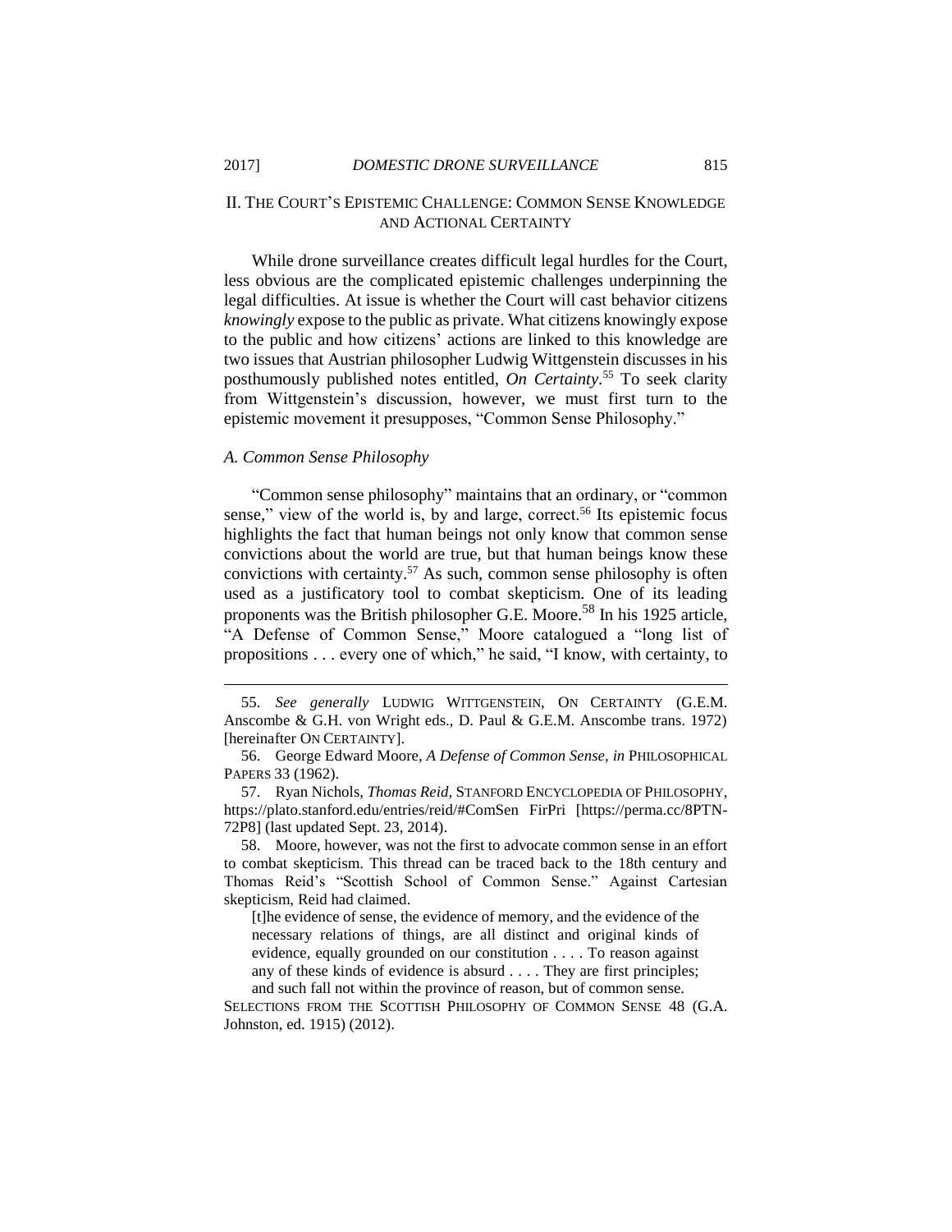## II. THE COURT'S EPISTEMIC CHALLENGE: COMMON SENSE KNOWLEDGE AND ACTIONAL CERTAINTY

While drone surveillance creates difficult legal hurdles for the Court, less obvious are the complicated epistemic challenges underpinning the legal difficulties. At issue is whether the Court will cast behavior citizens *knowingly* expose to the public as private. What citizens knowingly expose to the public and how citizens' actions are linked to this knowledge are two issues that Austrian philosopher Ludwig Wittgenstein discusses in his posthumously published notes entitled, *On Certainty*.[55] To seek clarity from Wittgenstein's discussion, however, we must first turn to the epistemic movement it presupposes, "Common Sense Philosophy."

### *A. Common Sense Philosophy*

"Common sense philosophy" maintains that an ordinary, or "common sense," view of the world is, by and large, correct.[56] Its epistemic focus highlights the fact that human beings not only know that common sense convictions about the world are true, but that human beings know these convictions with certainty.[57] As such, common sense philosophy is often used as a justificatory tool to combat skepticism. One of its leading proponents was the British philosopher G.E. Moore.[58] In his 1925 article, "A Defense of Common Sense," Moore catalogued a "long list of propositions . . . every one of which," he said, "I know, with certainty, to

---

55. *See generally* LUDWIG WITTGENSTEIN, ON CERTAINTY (G.E.M. Anscombe & G.H. von Wright eds., D. Paul & G.E.M. Anscombe trans. 1972) [hereinafter ON CERTAINTY].

56. George Edward Moore, *A Defense of Common Sense*, *in* PHILOSOPHICAL PAPERS 33 (1962).

57. Ryan Nichols, *Thomas Reid,* STANFORD ENCYCLOPEDIA OF PHILOSOPHY, https://plato.stanford.edu/entries/reid/#ComSen FirPri [https://perma.cc/8PTN-72P8] (last updated Sept. 23, 2014).

58. Moore, however, was not the first to advocate common sense in an effort to combat skepticism. This thread can be traced back to the 18th century and Thomas Reid's "Scottish School of Common Sense." Against Cartesian skepticism, Reid had claimed.

> [t]he evidence of sense, the evidence of memory, and the evidence of the necessary relations of things, are all distinct and original kinds of evidence, equally grounded on our constitution . . . . To reason against any of these kinds of evidence is absurd . . . . They are first principles; and such fall not within the province of reason, but of common sense.

SELECTIONS FROM THE SCOTTISH PHILOSOPHY OF COMMON SENSE 48 (G.A. Johnston, ed. 1915) (2012).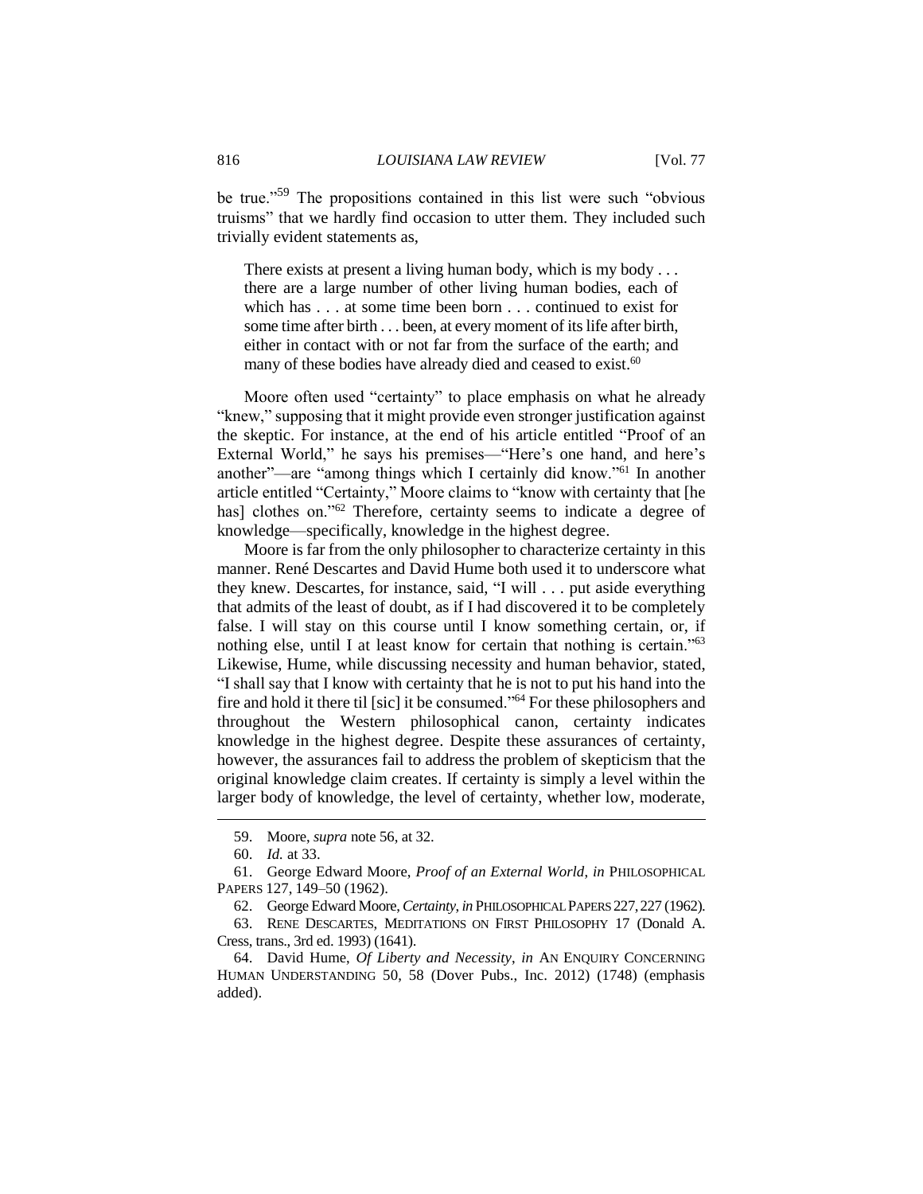be true."[59] The propositions contained in this list were such "obvious truisms" that we hardly find occasion to utter them. They included such trivially evident statements as,

> There exists at present a living human body, which is my body . . . there are a large number of other living human bodies, each of which has . . . at some time been born . . . continued to exist for some time after birth . . . been, at every moment of its life after birth, either in contact with or not far from the surface of the earth; and many of these bodies have already died and ceased to exist.[60]

Moore often used "certainty" to place emphasis on what he already "knew," supposing that it might provide even stronger justification against the skeptic. For instance, at the end of his article entitled "Proof of an External World," he says his premises—"Here's one hand, and here's another"—are "among things which I certainly did know."[61] In another article entitled "Certainty," Moore claims to "know with certainty that [he has] clothes on."[62] Therefore, certainty seems to indicate a degree of knowledge—specifically, knowledge in the highest degree.

Moore is far from the only philosopher to characterize certainty in this manner. René Descartes and David Hume both used it to underscore what they knew. Descartes, for instance, said, "I will . . . put aside everything that admits of the least of doubt, as if I had discovered it to be completely false. I will stay on this course until I know something certain, or, if nothing else, until I at least know for certain that nothing is certain."[63] Likewise, Hume, while discussing necessity and human behavior, stated, "I shall say that I know with certainty that he is not to put his hand into the fire and hold it there til [sic] it be consumed."[64] For these philosophers and throughout the Western philosophical canon, certainty indicates knowledge in the highest degree. Despite these assurances of certainty, however, the assurances fail to address the problem of skepticism that the original knowledge claim creates. If certainty is simply a level within the larger body of knowledge, the level of certainty, whether low, moderate,

---

59. Moore, *supra* note 56, at 32.

60. *Id.* at 33.

61. George Edward Moore, *Proof of an External World*, *in* PHILOSOPHICAL PAPERS 127, 149–50 (1962).

62. George Edward Moore, *Certainty*, *in* PHILOSOPHICAL PAPERS 227, 227 (1962).

63. RENE DESCARTES, MEDITATIONS ON FIRST PHILOSOPHY 17 (Donald A. Cress, trans., 3rd ed. 1993) (1641).

64. David Hume, *Of Liberty and Necessity*, *in* AN ENQUIRY CONCERNING HUMAN UNDERSTANDING 50, 58 (Dover Pubs., Inc. 2012) (1748) (emphasis added).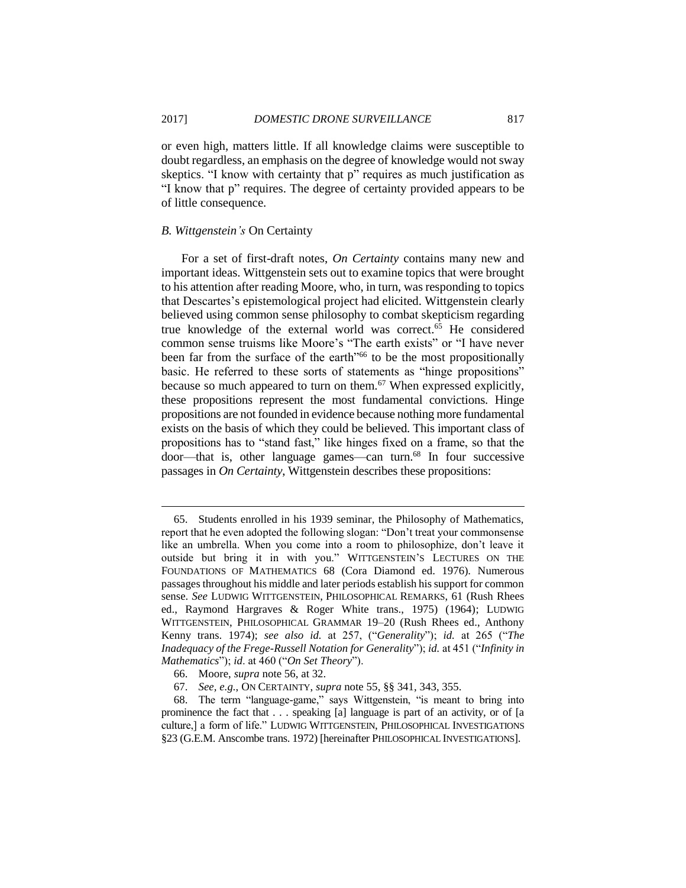or even high, matters little. If all knowledge claims were susceptible to doubt regardless, an emphasis on the degree of knowledge would not sway skeptics. "I know with certainty that p" requires as much justification as "I know that p" requires. The degree of certainty provided appears to be of little consequence.

### *B. Wittgenstein's* On Certainty

For a set of first-draft notes, *On Certainty* contains many new and important ideas. Wittgenstein sets out to examine topics that were brought to his attention after reading Moore, who, in turn, was responding to topics that Descartes's epistemological project had elicited. Wittgenstein clearly believed using common sense philosophy to combat skepticism regarding true knowledge of the external world was correct.[65] He considered common sense truisms like Moore's "The earth exists" or "I have never been far from the surface of the earth"[66] to be the most propositionally basic. He referred to these sorts of statements as "hinge propositions" because so much appeared to turn on them.[67] When expressed explicitly, these propositions represent the most fundamental convictions. Hinge propositions are not founded in evidence because nothing more fundamental exists on the basis of which they could be believed. This important class of propositions has to "stand fast," like hinges fixed on a frame, so that the door—that is, other language games—can turn.[68] In four successive passages in *On Certainty*, Wittgenstein describes these propositions:

---

65. Students enrolled in his 1939 seminar, the Philosophy of Mathematics, report that he even adopted the following slogan: "Don't treat your commonsense like an umbrella. When you come into a room to philosophize, don't leave it outside but bring it in with you." WITTGENSTEIN'S LECTURES ON THE FOUNDATIONS OF MATHEMATICS 68 (Cora Diamond ed. 1976). Numerous passages throughout his middle and later periods establish his support for common sense. *See* LUDWIG WITTGENSTEIN, PHILOSOPHICAL REMARKS, 61 (Rush Rhees ed., Raymond Hargraves & Roger White trans., 1975) (1964); LUDWIG WITTGENSTEIN, PHILOSOPHICAL GRAMMAR 19–20 (Rush Rhees ed., Anthony Kenny trans. 1974); *see also id.* at 257, ("*Generality*"); *id.* at 265 ("*The Inadequacy of the Frege-Russell Notation for Generality*"); *id.* at 451 ("*Infinity in Mathematics*"); *id*. at 460 ("*On Set Theory*").

66. Moore, *supra* note 56, at 32.

67. *See, e.g.*, ON CERTAINTY, *supra* note 55, §§ 341, 343, 355.

68. The term "language-game," says Wittgenstein, "is meant to bring into prominence the fact that . . . speaking [a] language is part of an activity, or of [a culture,] a form of life." LUDWIG WITTGENSTEIN, PHILOSOPHICAL INVESTIGATIONS §23 (G.E.M. Anscombe trans. 1972) [hereinafter PHILOSOPHICAL INVESTIGATIONS].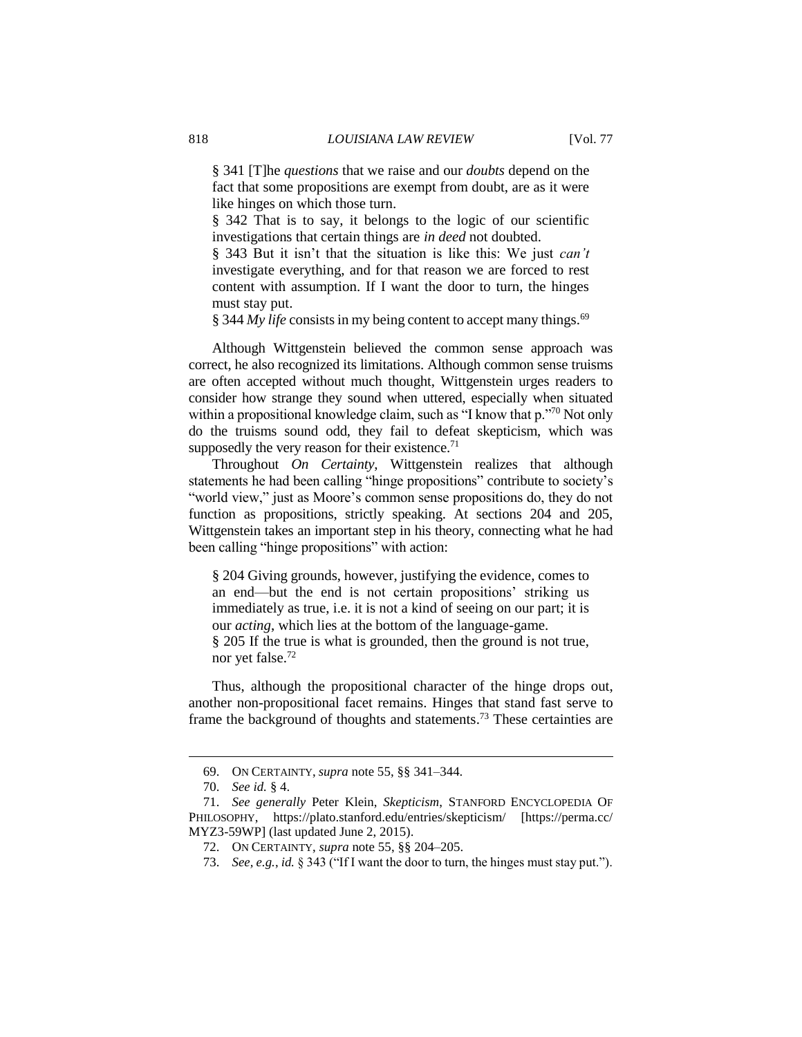> § 341 [T]he *questions* that we raise and our *doubts* depend on the fact that some propositions are exempt from doubt, are as it were like hinges on which those turn.
>
> § 342 That is to say, it belongs to the logic of our scientific investigations that certain things are *in deed* not doubted.
>
> § 343 But it isn't that the situation is like this: We just *can't* investigate everything, and for that reason we are forced to rest content with assumption. If I want the door to turn, the hinges must stay put.
>
> § 344 *My life* consists in my being content to accept many things.[69]

Although Wittgenstein believed the common sense approach was correct, he also recognized its limitations. Although common sense truisms are often accepted without much thought, Wittgenstein urges readers to consider how strange they sound when uttered, especially when situated within a propositional knowledge claim, such as "I know that p."[70] Not only do the truisms sound odd, they fail to defeat skepticism, which was supposedly the very reason for their existence.[71]

Throughout *On Certainty*, Wittgenstein realizes that although statements he had been calling "hinge propositions" contribute to society's "world view," just as Moore's common sense propositions do, they do not function as propositions, strictly speaking. At sections 204 and 205, Wittgenstein takes an important step in his theory, connecting what he had been calling "hinge propositions" with action:

> § 204 Giving grounds, however, justifying the evidence, comes to an end—but the end is not certain propositions' striking us immediately as true, i.e. it is not a kind of seeing on our part; it is our *acting*, which lies at the bottom of the language-game.
>
> § 205 If the true is what is grounded, then the ground is not true, nor yet false.[72]

Thus, although the propositional character of the hinge drops out, another non-propositional facet remains. Hinges that stand fast serve to frame the background of thoughts and statements.[73] These certainties are

---

69. ON CERTAINTY, *supra* note 55, §§ 341–344.

70. *See id.* § 4.

71. *See generally* Peter Klein, *Skepticism*, STANFORD ENCYCLOPEDIA OF PHILOSOPHY, https://plato.stanford.edu/entries/skepticism/ [https://perma.cc/MYZ3-59WP] (last updated June 2, 2015).

72. ON CERTAINTY, *supra* note 55, §§ 204–205.

73. *See, e.g.*, *id.* § 343 ("If I want the door to turn, the hinges must stay put.").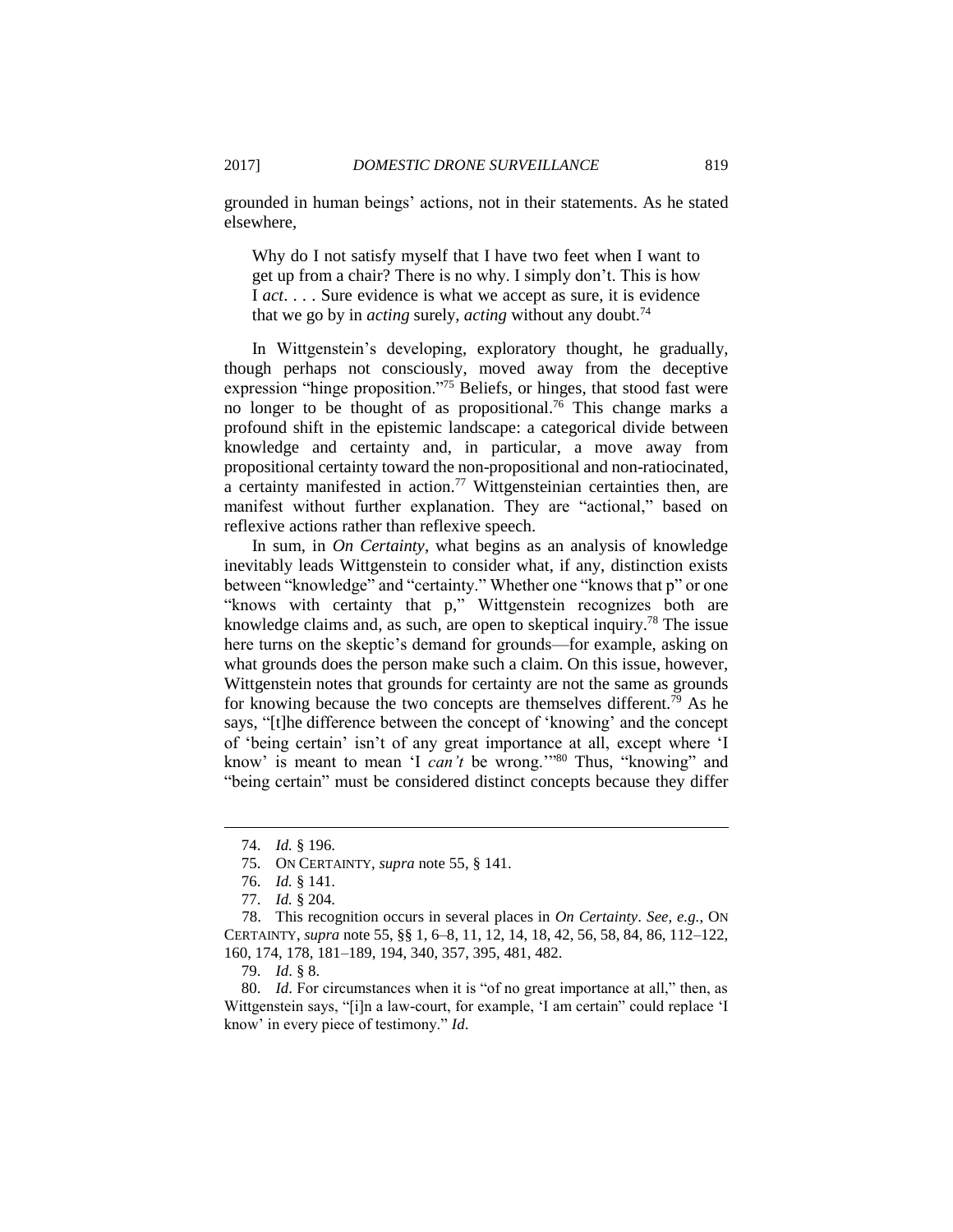grounded in human beings' actions, not in their statements. As he stated elsewhere,

> Why do I not satisfy myself that I have two feet when I want to get up from a chair? There is no why. I simply don't. This is how I *act*. . . . Sure evidence is what we accept as sure, it is evidence that we go by in *acting* surely, *acting* without any doubt.[74]

In Wittgenstein's developing, exploratory thought, he gradually, though perhaps not consciously, moved away from the deceptive expression "hinge proposition."[75] Beliefs, or hinges, that stood fast were no longer to be thought of as propositional.[76] This change marks a profound shift in the epistemic landscape: a categorical divide between knowledge and certainty and, in particular, a move away from propositional certainty toward the non-propositional and non-ratiocinated, a certainty manifested in action.[77] Wittgensteinian certainties then, are manifest without further explanation. They are "actional," based on reflexive actions rather than reflexive speech.

In sum, in *On Certainty*, what begins as an analysis of knowledge inevitably leads Wittgenstein to consider what, if any, distinction exists between "knowledge" and "certainty." Whether one "knows that p" or one "knows with certainty that p," Wittgenstein recognizes both are knowledge claims and, as such, are open to skeptical inquiry.[78] The issue here turns on the skeptic's demand for grounds—for example, asking on what grounds does the person make such a claim. On this issue, however, Wittgenstein notes that grounds for certainty are not the same as grounds for knowing because the two concepts are themselves different.[79] As he says, "[t]he difference between the concept of 'knowing' and the concept of 'being certain' isn't of any great importance at all, except where 'I know' is meant to mean 'I *can't* be wrong.'"[80] Thus, "knowing" and "being certain" must be considered distinct concepts because they differ

---

74. *Id.* § 196.

75. ON CERTAINTY, *supra* note 55, § 141.

76. *Id.* § 141.

77. *Id.* § 204.

78. This recognition occurs in several places in *On Certainty*. *See, e.g.*, ON CERTAINTY, *supra* note 55, §§ 1, 6–8, 11, 12, 14, 18, 42, 56, 58, 84, 86, 112–122, 160, 174, 178, 181–189, 194, 340, 357, 395, 481, 482.

79. *Id*. § 8.

80. *Id*. For circumstances when it is "of no great importance at all," then, as Wittgenstein says, "[i]n a law-court, for example, 'I am certain" could replace 'I know' in every piece of testimony." *Id*.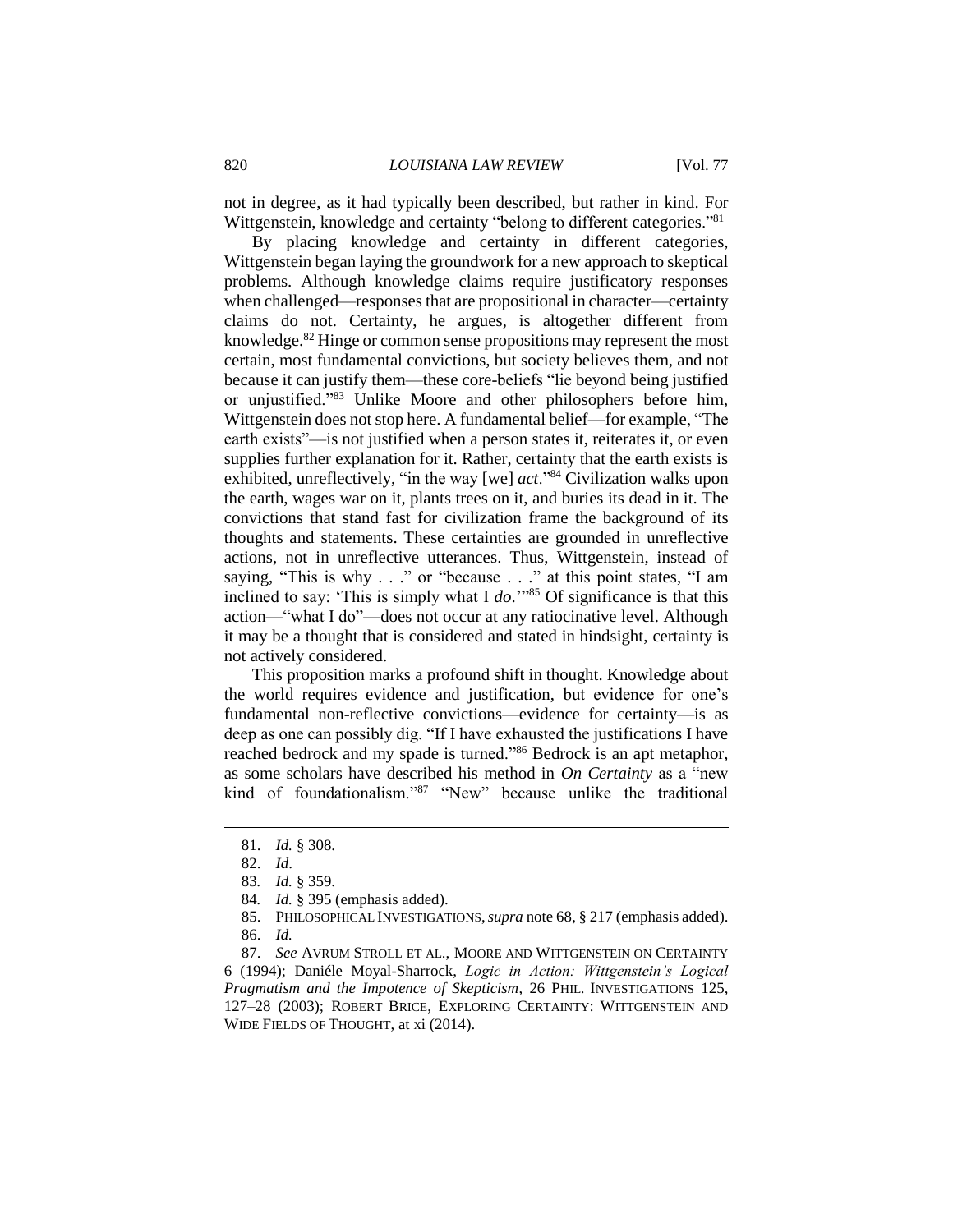not in degree, as it had typically been described, but rather in kind. For Wittgenstein, knowledge and certainty "belong to different categories."[81]

By placing knowledge and certainty in different categories, Wittgenstein began laying the groundwork for a new approach to skeptical problems. Although knowledge claims require justificatory responses when challenged—responses that are propositional in character—certainty claims do not. Certainty, he argues, is altogether different from knowledge.[82] Hinge or common sense propositions may represent the most certain, most fundamental convictions, but society believes them, and not because it can justify them—these core-beliefs "lie beyond being justified or unjustified."[83] Unlike Moore and other philosophers before him, Wittgenstein does not stop here. A fundamental belief—for example, "The earth exists"—is not justified when a person states it, reiterates it, or even supplies further explanation for it. Rather, certainty that the earth exists is exhibited, unreflectively, "in the way [we] *act*."[84] Civilization walks upon the earth, wages war on it, plants trees on it, and buries its dead in it. The convictions that stand fast for civilization frame the background of its thoughts and statements. These certainties are grounded in unreflective actions, not in unreflective utterances. Thus, Wittgenstein, instead of saying, "This is why . . ." or "because . . ." at this point states, "I am inclined to say: 'This is simply what I *do*.'"[85] Of significance is that this action—"what I do"—does not occur at any ratiocinative level. Although it may be a thought that is considered and stated in hindsight, certainty is not actively considered.

This proposition marks a profound shift in thought. Knowledge about the world requires evidence and justification, but evidence for one's fundamental non-reflective convictions—evidence for certainty—is as deep as one can possibly dig. "If I have exhausted the justifications I have reached bedrock and my spade is turned."[86] Bedrock is an apt metaphor, as some scholars have described his method in *On Certainty* as a "new kind of foundationalism."[87] "New" because unlike the traditional

---

81. *Id.* § 308.

82. *Id*.

83. *Id.* § 359.

84. *Id.* § 395 (emphasis added).

85. PHILOSOPHICAL INVESTIGATIONS, *supra* note 68, § 217 (emphasis added).

86. *Id.*

87. *See* AVRUM STROLL ET AL., MOORE AND WITTGENSTEIN ON CERTAINTY 6 (1994); Daniéle Moyal-Sharrock, *Logic in Action: Wittgenstein's Logical Pragmatism and the Impotence of Skepticism*, 26 PHIL. INVESTIGATIONS 125, 127–28 (2003); ROBERT BRICE, EXPLORING CERTAINTY: WITTGENSTEIN AND WIDE FIELDS OF THOUGHT, at xi (2014).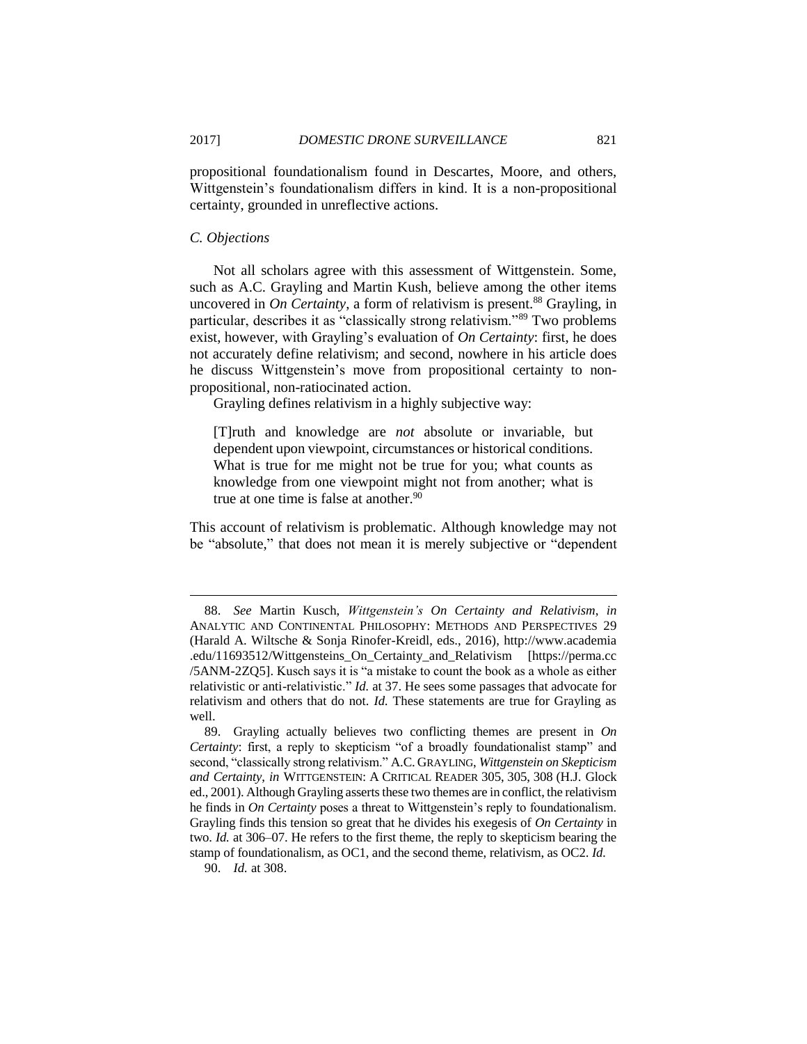propositional foundationalism found in Descartes, Moore, and others, Wittgenstein's foundationalism differs in kind. It is a non-propositional certainty, grounded in unreflective actions.

### *C. Objections*

Not all scholars agree with this assessment of Wittgenstein. Some, such as A.C. Grayling and Martin Kush, believe among the other items uncovered in *On Certainty*, a form of relativism is present.[88] Grayling, in particular, describes it as "classically strong relativism."[89] Two problems exist, however, with Grayling's evaluation of *On Certainty*: first, he does not accurately define relativism; and second, nowhere in his article does he discuss Wittgenstein's move from propositional certainty to non-propositional, non-ratiocinated action.

Grayling defines relativism in a highly subjective way:

> [T]ruth and knowledge are *not* absolute or invariable, but dependent upon viewpoint, circumstances or historical conditions. What is true for me might not be true for you; what counts as knowledge from one viewpoint might not from another; what is true at one time is false at another.[90]

This account of relativism is problematic. Although knowledge may not be "absolute," that does not mean it is merely subjective or "dependent

---

88. *See* Martin Kusch, *Wittgenstein's On Certainty and Relativism*, *in* ANALYTIC AND CONTINENTAL PHILOSOPHY: METHODS AND PERSPECTIVES 29 (Harald A. Wiltsche & Sonja Rinofer-Kreidl, eds., 2016), http://www.academia.edu/11693512/Wittgensteins_On_Certainty_and_Relativism [https://perma.cc/5ANM-2ZQ5]. Kusch says it is "a mistake to count the book as a whole as either relativistic or anti-relativistic." *Id.* at 37. He sees some passages that advocate for relativism and others that do not. *Id.* These statements are true for Grayling as well.

89. Grayling actually believes two conflicting themes are present in *On Certainty*: first, a reply to skepticism "of a broadly foundationalist stamp" and second, "classically strong relativism." A.C. GRAYLING, *Wittgenstein on Skepticism and Certainty*, *in* WITTGENSTEIN: A CRITICAL READER 305, 305, 308 (H.J. Glock ed., 2001). Although Grayling asserts these two themes are in conflict, the relativism he finds in *On Certainty* poses a threat to Wittgenstein's reply to foundationalism. Grayling finds this tension so great that he divides his exegesis of *On Certainty* in two. *Id.* at 306–07. He refers to the first theme, the reply to skepticism bearing the stamp of foundationalism, as OC1, and the second theme, relativism, as OC2. *Id.*

90. *Id.* at 308.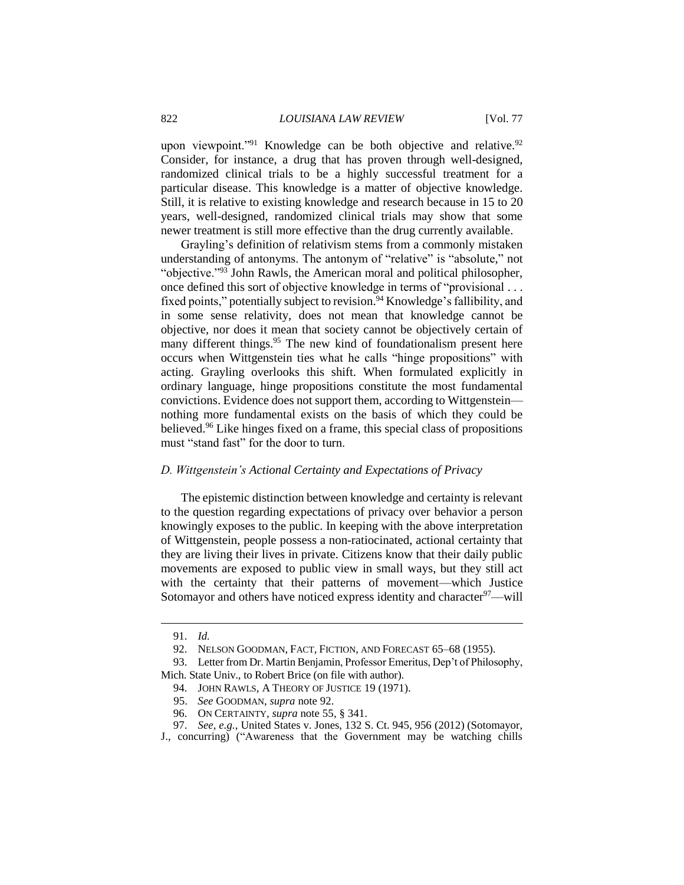upon viewpoint."[91] Knowledge can be both objective and relative.[92] Consider, for instance, a drug that has proven through well-designed, randomized clinical trials to be a highly successful treatment for a particular disease. This knowledge is a matter of objective knowledge. Still, it is relative to existing knowledge and research because in 15 to 20 years, well-designed, randomized clinical trials may show that some newer treatment is still more effective than the drug currently available.

Grayling's definition of relativism stems from a commonly mistaken understanding of antonyms. The antonym of "relative" is "absolute," not "objective."[93] John Rawls, the American moral and political philosopher, once defined this sort of objective knowledge in terms of "provisional . . . fixed points," potentially subject to revision.[94] Knowledge's fallibility, and in some sense relativity, does not mean that knowledge cannot be objective, nor does it mean that society cannot be objectively certain of many different things.[95] The new kind of foundationalism present here occurs when Wittgenstein ties what he calls "hinge propositions" with acting. Grayling overlooks this shift. When formulated explicitly in ordinary language, hinge propositions constitute the most fundamental convictions. Evidence does not support them, according to Wittgenstein—nothing more fundamental exists on the basis of which they could be believed.[96] Like hinges fixed on a frame, this special class of propositions must "stand fast" for the door to turn.

### *D. Wittgenstein's Actional Certainty and Expectations of Privacy*

The epistemic distinction between knowledge and certainty is relevant to the question regarding expectations of privacy over behavior a person knowingly exposes to the public. In keeping with the above interpretation of Wittgenstein, people possess a non-ratiocinated, actional certainty that they are living their lives in private. Citizens know that their daily public movements are exposed to public view in small ways, but they still act with the certainty that their patterns of movement—which Justice Sotomayor and others have noticed express identity and character[97]—will

---

91. *Id.*

92. NELSON GOODMAN, FACT, FICTION, AND FORECAST 65–68 (1955).

93. Letter from Dr. Martin Benjamin, Professor Emeritus, Dep't of Philosophy, Mich. State Univ., to Robert Brice (on file with author).

94. JOHN RAWLS, A THEORY OF JUSTICE 19 (1971).

95. *See* GOODMAN, *supra* note 92.

96. ON CERTAINTY, *supra* note 55, § 341.

97. *See, e.g.*, United States v. Jones, 132 S. Ct. 945, 956 (2012) (Sotomayor, J., concurring) ("Awareness that the Government may be watching chills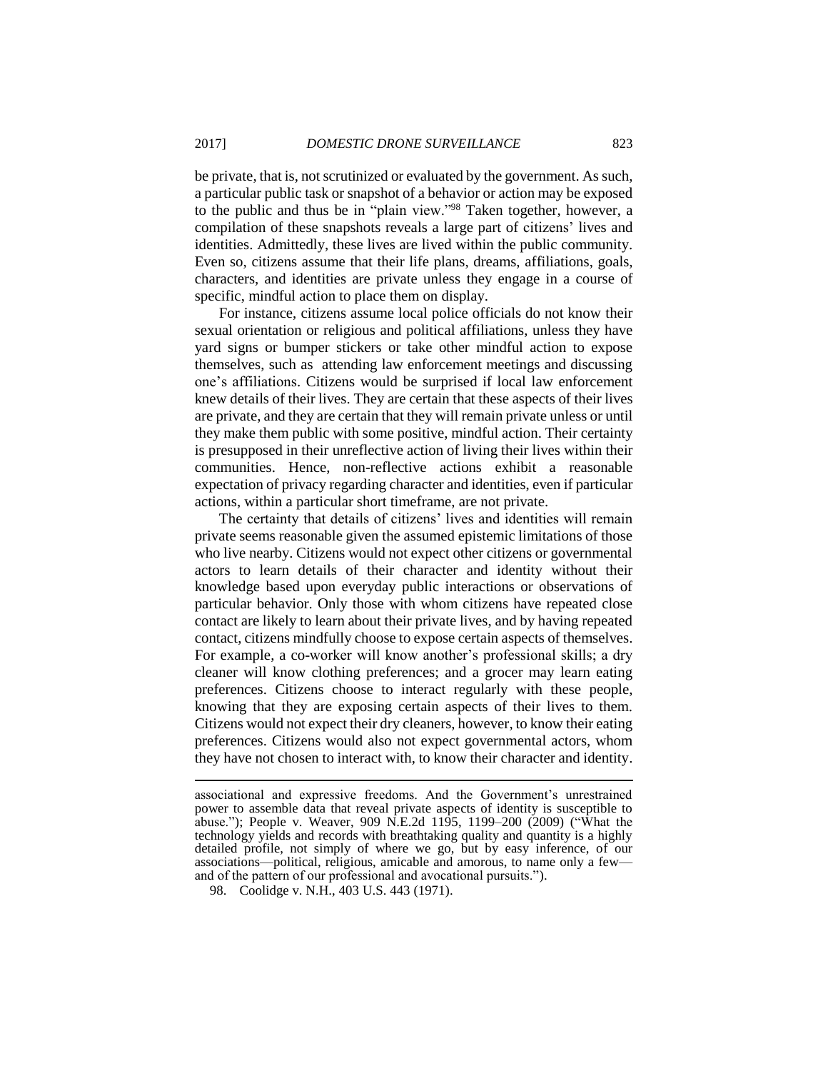be private, that is, not scrutinized or evaluated by the government. As such, a particular public task or snapshot of a behavior or action may be exposed to the public and thus be in "plain view."[98] Taken together, however, a compilation of these snapshots reveals a large part of citizens' lives and identities. Admittedly, these lives are lived within the public community. Even so, citizens assume that their life plans, dreams, affiliations, goals, characters, and identities are private unless they engage in a course of specific, mindful action to place them on display.

For instance, citizens assume local police officials do not know their sexual orientation or religious and political affiliations, unless they have yard signs or bumper stickers or take other mindful action to expose themselves, such as attending law enforcement meetings and discussing one's affiliations. Citizens would be surprised if local law enforcement knew details of their lives. They are certain that these aspects of their lives are private, and they are certain that they will remain private unless or until they make them public with some positive, mindful action. Their certainty is presupposed in their unreflective action of living their lives within their communities. Hence, non-reflective actions exhibit a reasonable expectation of privacy regarding character and identities, even if particular actions, within a particular short timeframe, are not private.

The certainty that details of citizens' lives and identities will remain private seems reasonable given the assumed epistemic limitations of those who live nearby. Citizens would not expect other citizens or governmental actors to learn details of their character and identity without their knowledge based upon everyday public interactions or observations of particular behavior. Only those with whom citizens have repeated close contact are likely to learn about their private lives, and by having repeated contact, citizens mindfully choose to expose certain aspects of themselves. For example, a co-worker will know another's professional skills; a dry cleaner will know clothing preferences; and a grocer may learn eating preferences. Citizens choose to interact regularly with these people, knowing that they are exposing certain aspects of their lives to them. Citizens would not expect their dry cleaners, however, to know their eating preferences. Citizens would also not expect governmental actors, whom they have not chosen to interact with, to know their character and identity.

---

associational and expressive freedoms. And the Government's unrestrained power to assemble data that reveal private aspects of identity is susceptible to abuse."); People v. Weaver, 909 N.E.2d 1195, 1199–200 (2009) ("What the technology yields and records with breathtaking quality and quantity is a highly detailed profile, not simply of where we go, but by easy inference, of our associations—political, religious, amicable and amorous, to name only a few—and of the pattern of our professional and avocational pursuits.").

98. Coolidge v. N.H., 403 U.S. 443 (1971).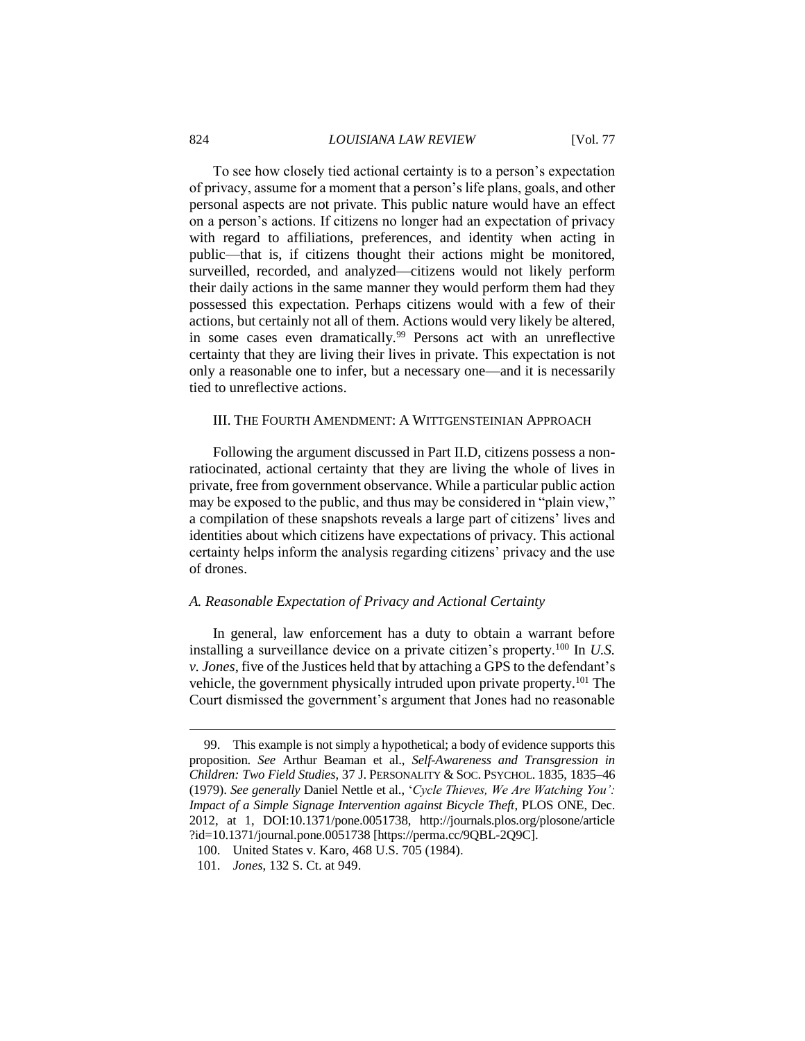To see how closely tied actional certainty is to a person's expectation of privacy, assume for a moment that a person's life plans, goals, and other personal aspects are not private. This public nature would have an effect on a person's actions. If citizens no longer had an expectation of privacy with regard to affiliations, preferences, and identity when acting in public—that is, if citizens thought their actions might be monitored, surveilled, recorded, and analyzed—citizens would not likely perform their daily actions in the same manner they would perform them had they possessed this expectation. Perhaps citizens would with a few of their actions, but certainly not all of them. Actions would very likely be altered, in some cases even dramatically.[99] Persons act with an unreflective certainty that they are living their lives in private. This expectation is not only a reasonable one to infer, but a necessary one—and it is necessarily tied to unreflective actions.

## III. THE FOURTH AMENDMENT: A WITTGENSTEINIAN APPROACH

Following the argument discussed in Part II.D, citizens possess a non-ratiocinated, actional certainty that they are living the whole of lives in private, free from government observance. While a particular public action may be exposed to the public, and thus may be considered in "plain view," a compilation of these snapshots reveals a large part of citizens' lives and identities about which citizens have expectations of privacy. This actional certainty helps inform the analysis regarding citizens' privacy and the use of drones.

### *A. Reasonable Expectation of Privacy and Actional Certainty*

In general, law enforcement has a duty to obtain a warrant before installing a surveillance device on a private citizen's property.[100] In *U.S. v. Jones*, five of the Justices held that by attaching a GPS to the defendant's vehicle, the government physically intruded upon private property.[101] The Court dismissed the government's argument that Jones had no reasonable

---

99. This example is not simply a hypothetical; a body of evidence supports this proposition. *See* Arthur Beaman et al., *Self-Awareness and Transgression in Children: Two Field Studies*, 37 J. PERSONALITY & SOC. PSYCHOL. 1835, 1835–46 (1979). *See generally* Daniel Nettle et al., '*Cycle Thieves, We Are Watching You': Impact of a Simple Signage Intervention against Bicycle Theft*, PLOS ONE, Dec. 2012, at 1, DOI:10.1371/pone.0051738, http://journals.plos.org/plosone/article?id=10.1371/journal.pone.0051738 [https://perma.cc/9QBL-2Q9C].

100. United States v. Karo, 468 U.S. 705 (1984).

101. *Jones*, 132 S. Ct. at 949.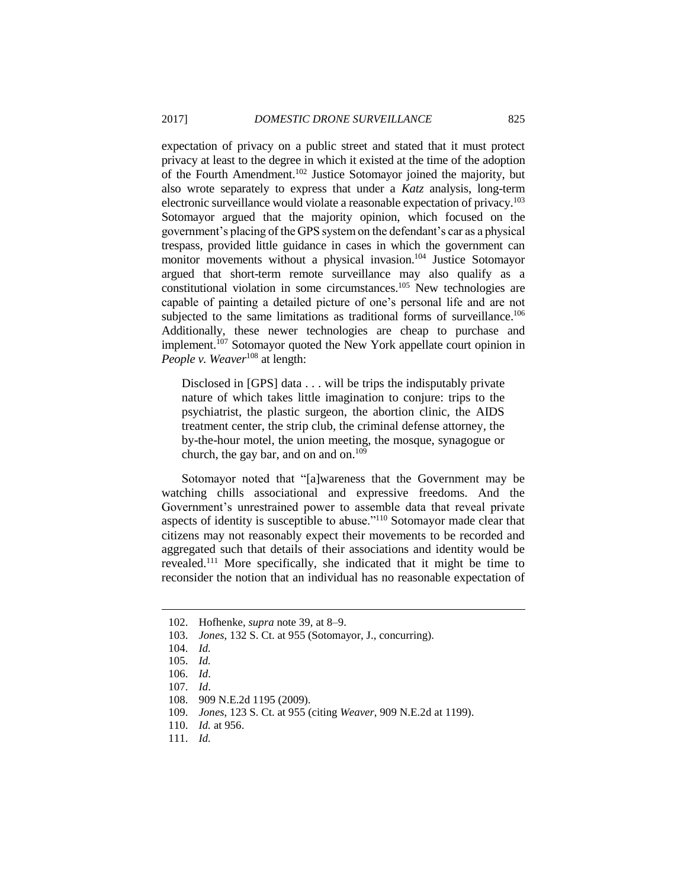expectation of privacy on a public street and stated that it must protect privacy at least to the degree in which it existed at the time of the adoption of the Fourth Amendment.[102] Justice Sotomayor joined the majority, but also wrote separately to express that under a *Katz* analysis, long-term electronic surveillance would violate a reasonable expectation of privacy.[103] Sotomayor argued that the majority opinion, which focused on the government's placing of the GPS system on the defendant's car as a physical trespass, provided little guidance in cases in which the government can monitor movements without a physical invasion.[104] Justice Sotomayor argued that short-term remote surveillance may also qualify as a constitutional violation in some circumstances.[105] New technologies are capable of painting a detailed picture of one's personal life and are not subjected to the same limitations as traditional forms of surveillance.[106] Additionally, these newer technologies are cheap to purchase and implement.[107] Sotomayor quoted the New York appellate court opinion in *People v. Weaver*[108] at length:

> Disclosed in [GPS] data . . . will be trips the indisputably private nature of which takes little imagination to conjure: trips to the psychiatrist, the plastic surgeon, the abortion clinic, the AIDS treatment center, the strip club, the criminal defense attorney, the by-the-hour motel, the union meeting, the mosque, synagogue or church, the gay bar, and on and on.[109]

Sotomayor noted that "[a]wareness that the Government may be watching chills associational and expressive freedoms. And the Government's unrestrained power to assemble data that reveal private aspects of identity is susceptible to abuse."[110] Sotomayor made clear that citizens may not reasonably expect their movements to be recorded and aggregated such that details of their associations and identity would be revealed.[111] More specifically, she indicated that it might be time to reconsider the notion that an individual has no reasonable expectation of

---

102. Hofhenke, *supra* note 39, at 8–9.
103. *Jones*, 132 S. Ct. at 955 (Sotomayor, J., concurring).
104. *Id.*
105. *Id.*
106. *Id*.
107. *Id*.
108. 909 N.E.2d 1195 (2009).
109. *Jones*, 123 S. Ct. at 955 (citing *Weaver*, 909 N.E.2d at 1199).
110. *Id.* at 956.
111. *Id.*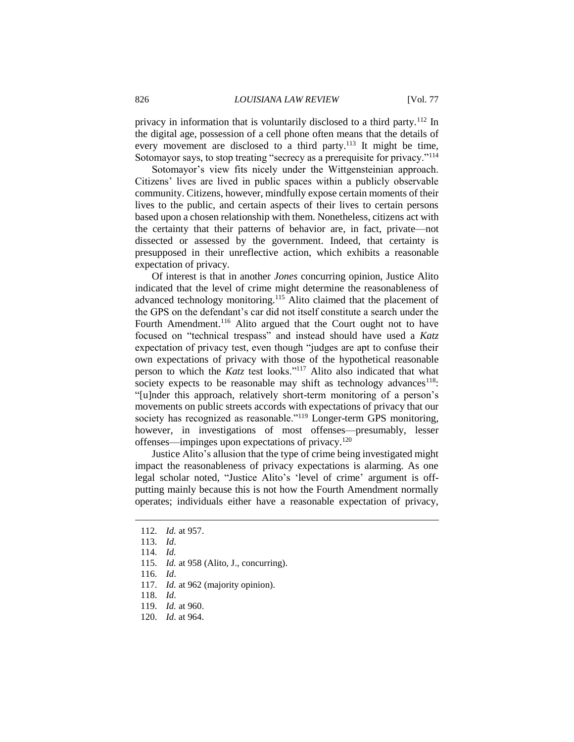privacy in information that is voluntarily disclosed to a third party.[112] In the digital age, possession of a cell phone often means that the details of every movement are disclosed to a third party.[113] It might be time, Sotomayor says, to stop treating "secrecy as a prerequisite for privacy."[114]

Sotomayor's view fits nicely under the Wittgensteinian approach. Citizens' lives are lived in public spaces within a publicly observable community. Citizens, however, mindfully expose certain moments of their lives to the public, and certain aspects of their lives to certain persons based upon a chosen relationship with them. Nonetheless, citizens act with the certainty that their patterns of behavior are, in fact, private—not dissected or assessed by the government. Indeed, that certainty is presupposed in their unreflective action, which exhibits a reasonable expectation of privacy.

Of interest is that in another *Jones* concurring opinion, Justice Alito indicated that the level of crime might determine the reasonableness of advanced technology monitoring.[115] Alito claimed that the placement of the GPS on the defendant's car did not itself constitute a search under the Fourth Amendment.[116] Alito argued that the Court ought not to have focused on "technical trespass" and instead should have used a *Katz* expectation of privacy test, even though "judges are apt to confuse their own expectations of privacy with those of the hypothetical reasonable person to which the *Katz* test looks."[117] Alito also indicated that what society expects to be reasonable may shift as technology advances[118]: "[u]nder this approach, relatively short-term monitoring of a person's movements on public streets accords with expectations of privacy that our society has recognized as reasonable."[119] Longer-term GPS monitoring, however, in investigations of most offenses—presumably, lesser offenses—impinges upon expectations of privacy.[120]

Justice Alito's allusion that the type of crime being investigated might impact the reasonableness of privacy expectations is alarming. As one legal scholar noted, "Justice Alito's 'level of crime' argument is off-putting mainly because this is not how the Fourth Amendment normally operates; individuals either have a reasonable expectation of privacy,

---

112. *Id.* at 957.
113. *Id*.
114. *Id.*
115. *Id.* at 958 (Alito, J., concurring).
116. *Id*.
117. *Id.* at 962 (majority opinion).
118. *Id*.
119. *Id.* at 960.
120. *Id*. at 964.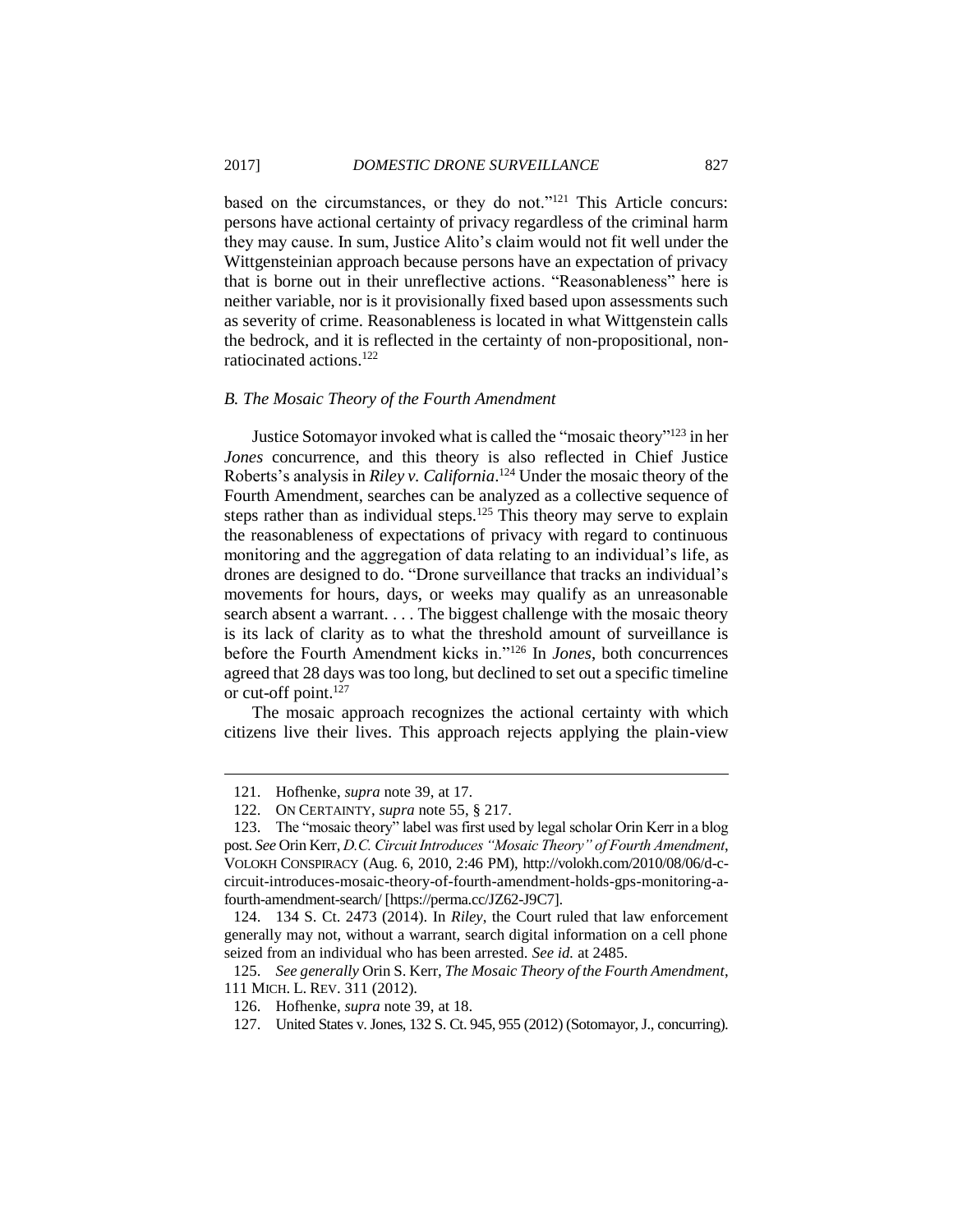based on the circumstances, or they do not."[121] This Article concurs: persons have actional certainty of privacy regardless of the criminal harm they may cause. In sum, Justice Alito's claim would not fit well under the Wittgensteinian approach because persons have an expectation of privacy that is borne out in their unreflective actions. "Reasonableness" here is neither variable, nor is it provisionally fixed based upon assessments such as severity of crime. Reasonableness is located in what Wittgenstein calls the bedrock, and it is reflected in the certainty of non-propositional, non-ratiocinated actions.[122]

### *B. The Mosaic Theory of the Fourth Amendment*

Justice Sotomayor invoked what is called the "mosaic theory"[123] in her *Jones* concurrence, and this theory is also reflected in Chief Justice Roberts's analysis in *Riley v. California*.[124] Under the mosaic theory of the Fourth Amendment, searches can be analyzed as a collective sequence of steps rather than as individual steps.[125] This theory may serve to explain the reasonableness of expectations of privacy with regard to continuous monitoring and the aggregation of data relating to an individual's life, as drones are designed to do. "Drone surveillance that tracks an individual's movements for hours, days, or weeks may qualify as an unreasonable search absent a warrant. . . . The biggest challenge with the mosaic theory is its lack of clarity as to what the threshold amount of surveillance is before the Fourth Amendment kicks in."[126] In *Jones*, both concurrences agreed that 28 days was too long, but declined to set out a specific timeline or cut-off point.[127]

The mosaic approach recognizes the actional certainty with which citizens live their lives. This approach rejects applying the plain-view

---

121. Hofhenke, *supra* note 39, at 17.

122. ON CERTAINTY, *supra* note 55, § 217.

123. The "mosaic theory" label was first used by legal scholar Orin Kerr in a blog post. *See* Orin Kerr, *D.C. Circuit Introduces "Mosaic Theory" of Fourth Amendment*, VOLOKH CONSPIRACY (Aug. 6, 2010, 2:46 PM), http://volokh.com/2010/08/06/d-c-circuit-introduces-mosaic-theory-of-fourth-amendment-holds-gps-monitoring-a-fourth-amendment-search/ [https://perma.cc/JZ62-J9C7].

124. 134 S. Ct. 2473 (2014). In *Riley*, the Court ruled that law enforcement generally may not, without a warrant, search digital information on a cell phone seized from an individual who has been arrested. *See id.* at 2485.

125. *See generally* Orin S. Kerr, *The Mosaic Theory of the Fourth Amendment*, 111 MICH. L. REV. 311 (2012).

126. Hofhenke, *supra* note 39, at 18.

127. United States v. Jones, 132 S. Ct. 945, 955 (2012) (Sotomayor, J., concurring).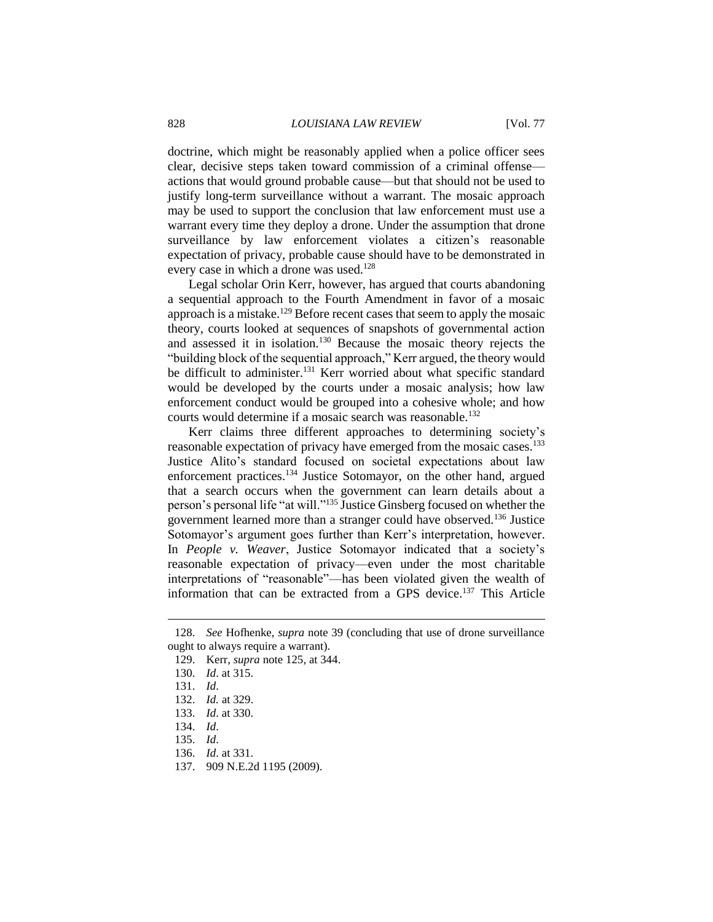doctrine, which might be reasonably applied when a police officer sees clear, decisive steps taken toward commission of a criminal offense—actions that would ground probable cause—but that should not be used to justify long-term surveillance without a warrant. The mosaic approach may be used to support the conclusion that law enforcement must use a warrant every time they deploy a drone. Under the assumption that drone surveillance by law enforcement violates a citizen's reasonable expectation of privacy, probable cause should have to be demonstrated in every case in which a drone was used.[128]

Legal scholar Orin Kerr, however, has argued that courts abandoning a sequential approach to the Fourth Amendment in favor of a mosaic approach is a mistake.[129] Before recent cases that seem to apply the mosaic theory, courts looked at sequences of snapshots of governmental action and assessed it in isolation.[130] Because the mosaic theory rejects the "building block of the sequential approach," Kerr argued, the theory would be difficult to administer.[131] Kerr worried about what specific standard would be developed by the courts under a mosaic analysis; how law enforcement conduct would be grouped into a cohesive whole; and how courts would determine if a mosaic search was reasonable.[132]

Kerr claims three different approaches to determining society's reasonable expectation of privacy have emerged from the mosaic cases.[133] Justice Alito's standard focused on societal expectations about law enforcement practices.[134] Justice Sotomayor, on the other hand, argued that a search occurs when the government can learn details about a person's personal life "at will."[135] Justice Ginsberg focused on whether the government learned more than a stranger could have observed.[136] Justice Sotomayor's argument goes further than Kerr's interpretation, however. In *People v. Weaver*, Justice Sotomayor indicated that a society's reasonable expectation of privacy—even under the most charitable interpretations of "reasonable"—has been violated given the wealth of information that can be extracted from a GPS device.[137] This Article

---

128. *See* Hofhenke, *supra* note 39 (concluding that use of drone surveillance ought to always require a warrant).

129. Kerr, *supra* note 125, at 344.

130. *Id*. at 315.

131. *Id*.

132. *Id.* at 329.

133. *Id*. at 330.

134. *Id*.

135. *Id*.

136. *Id*. at 331.

137. 909 N.E.2d 1195 (2009).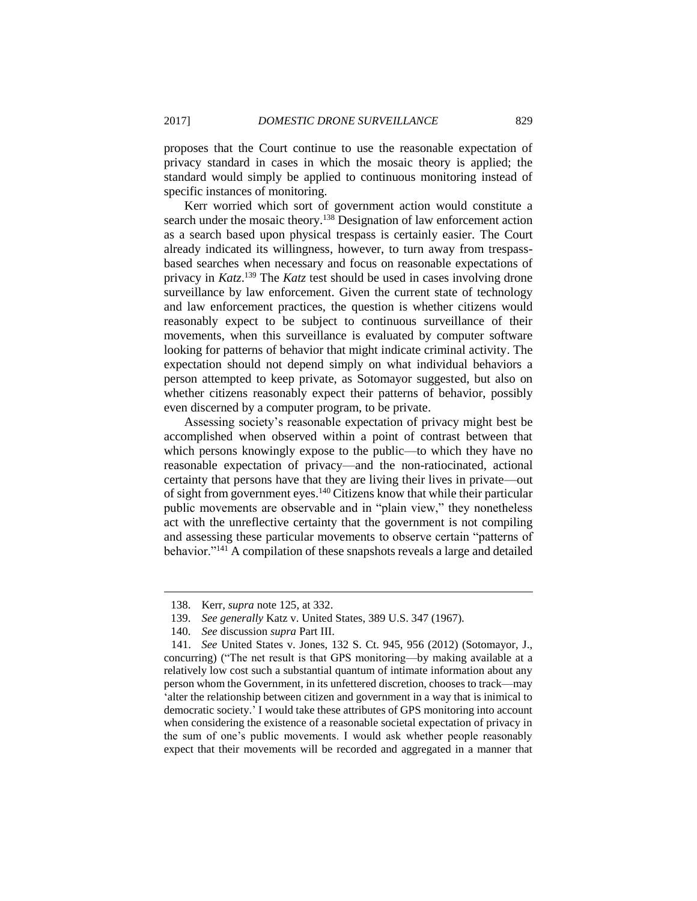proposes that the Court continue to use the reasonable expectation of privacy standard in cases in which the mosaic theory is applied; the standard would simply be applied to continuous monitoring instead of specific instances of monitoring.

Kerr worried which sort of government action would constitute a search under the mosaic theory.[138] Designation of law enforcement action as a search based upon physical trespass is certainly easier. The Court already indicated its willingness, however, to turn away from trespass-based searches when necessary and focus on reasonable expectations of privacy in *Katz*.[139] The *Katz* test should be used in cases involving drone surveillance by law enforcement. Given the current state of technology and law enforcement practices, the question is whether citizens would reasonably expect to be subject to continuous surveillance of their movements, when this surveillance is evaluated by computer software looking for patterns of behavior that might indicate criminal activity. The expectation should not depend simply on what individual behaviors a person attempted to keep private, as Sotomayor suggested, but also on whether citizens reasonably expect their patterns of behavior, possibly even discerned by a computer program, to be private.

Assessing society's reasonable expectation of privacy might best be accomplished when observed within a point of contrast between that which persons knowingly expose to the public—to which they have no reasonable expectation of privacy—and the non-ratiocinated, actional certainty that persons have that they are living their lives in private—out of sight from government eyes.[140] Citizens know that while their particular public movements are observable and in "plain view," they nonetheless act with the unreflective certainty that the government is not compiling and assessing these particular movements to observe certain "patterns of behavior."[141] A compilation of these snapshots reveals a large and detailed

---

138. Kerr, *supra* note 125, at 332.

139. *See generally* Katz v. United States, 389 U.S. 347 (1967).

140. *See* discussion *supra* Part III.

141. *See* United States v. Jones, 132 S. Ct. 945, 956 (2012) (Sotomayor, J., concurring) ("The net result is that GPS monitoring—by making available at a relatively low cost such a substantial quantum of intimate information about any person whom the Government, in its unfettered discretion, chooses to track—may 'alter the relationship between citizen and government in a way that is inimical to democratic society.' I would take these attributes of GPS monitoring into account when considering the existence of a reasonable societal expectation of privacy in the sum of one's public movements. I would ask whether people reasonably expect that their movements will be recorded and aggregated in a manner that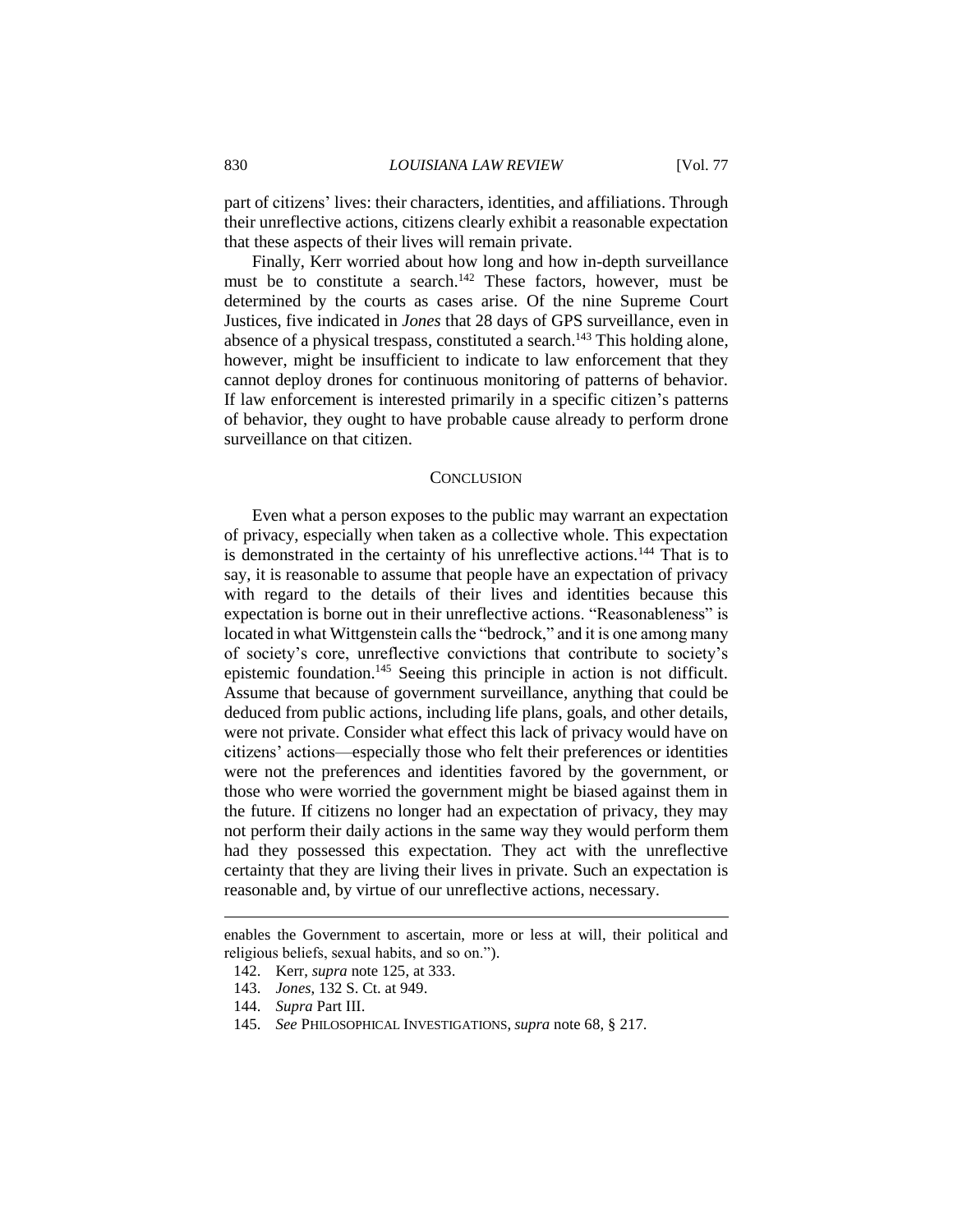part of citizens' lives: their characters, identities, and affiliations. Through their unreflective actions, citizens clearly exhibit a reasonable expectation that these aspects of their lives will remain private.

Finally, Kerr worried about how long and how in-depth surveillance must be to constitute a search.[142] These factors, however, must be determined by the courts as cases arise. Of the nine Supreme Court Justices, five indicated in *Jones* that 28 days of GPS surveillance, even in absence of a physical trespass, constituted a search.[143] This holding alone, however, might be insufficient to indicate to law enforcement that they cannot deploy drones for continuous monitoring of patterns of behavior. If law enforcement is interested primarily in a specific citizen's patterns of behavior, they ought to have probable cause already to perform drone surveillance on that citizen.

## CONCLUSION

Even what a person exposes to the public may warrant an expectation of privacy, especially when taken as a collective whole. This expectation is demonstrated in the certainty of his unreflective actions.[144] That is to say, it is reasonable to assume that people have an expectation of privacy with regard to the details of their lives and identities because this expectation is borne out in their unreflective actions. "Reasonableness" is located in what Wittgenstein calls the "bedrock," and it is one among many of society's core, unreflective convictions that contribute to society's epistemic foundation.[145] Seeing this principle in action is not difficult. Assume that because of government surveillance, anything that could be deduced from public actions, including life plans, goals, and other details, were not private. Consider what effect this lack of privacy would have on citizens' actions—especially those who felt their preferences or identities were not the preferences and identities favored by the government, or those who were worried the government might be biased against them in the future. If citizens no longer had an expectation of privacy, they may not perform their daily actions in the same way they would perform them had they possessed this expectation. They act with the unreflective certainty that they are living their lives in private. Such an expectation is reasonable and, by virtue of our unreflective actions, necessary.

---

enables the Government to ascertain, more or less at will, their political and religious beliefs, sexual habits, and so on.").

142. Kerr, *supra* note 125, at 333.

143. *Jones*, 132 S. Ct. at 949.

144. *Supra* Part III.

145. *See* PHILOSOPHICAL INVESTIGATIONS, *supra* note 68, § 217.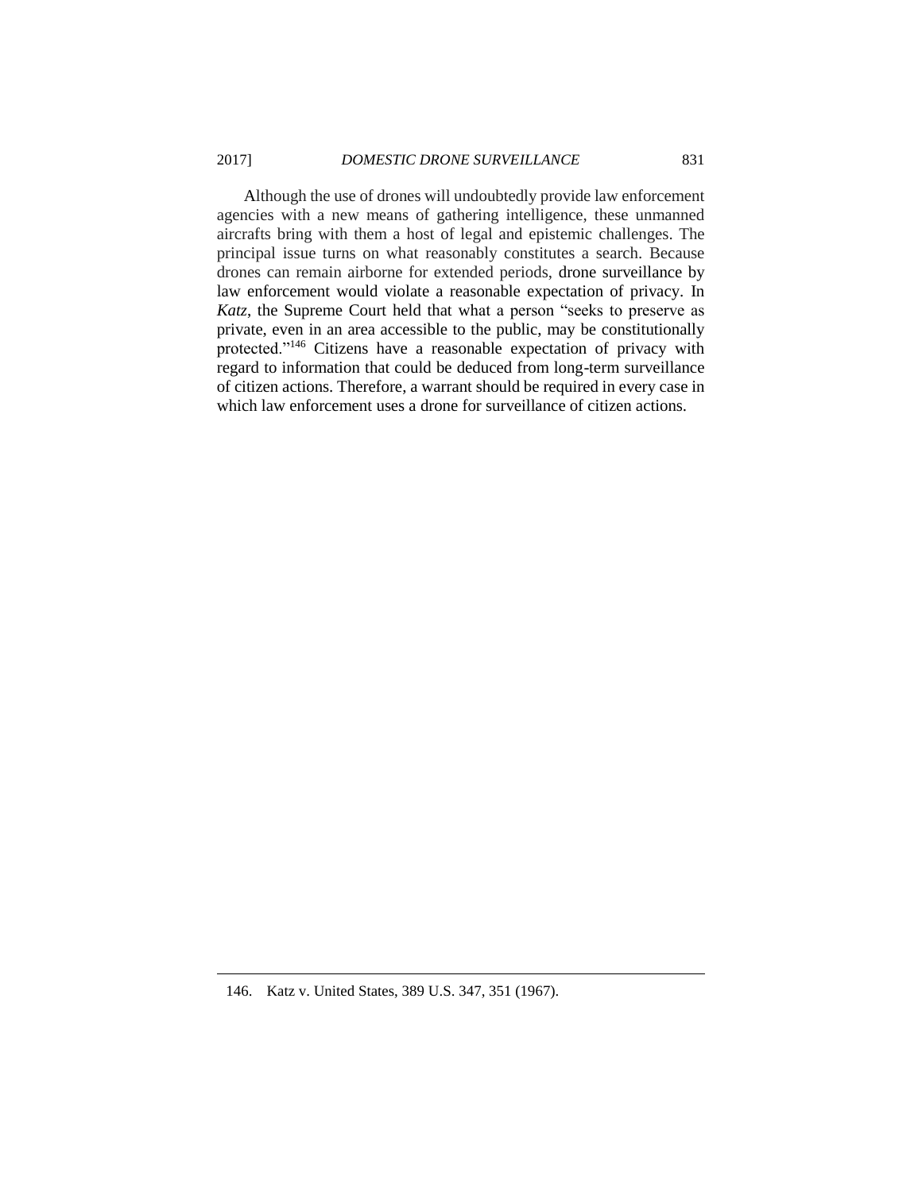Although the use of drones will undoubtedly provide law enforcement agencies with a new means of gathering intelligence, these unmanned aircrafts bring with them a host of legal and epistemic challenges. The principal issue turns on what reasonably constitutes a search. Because drones can remain airborne for extended periods, drone surveillance by law enforcement would violate a reasonable expectation of privacy. In *Katz*, the Supreme Court held that what a person "seeks to preserve as private, even in an area accessible to the public, may be constitutionally protected."[146] Citizens have a reasonable expectation of privacy with regard to information that could be deduced from long-term surveillance of citizen actions. Therefore, a warrant should be required in every case in which law enforcement uses a drone for surveillance of citizen actions.

---

146. Katz v. United States, 389 U.S. 347, 351 (1967).